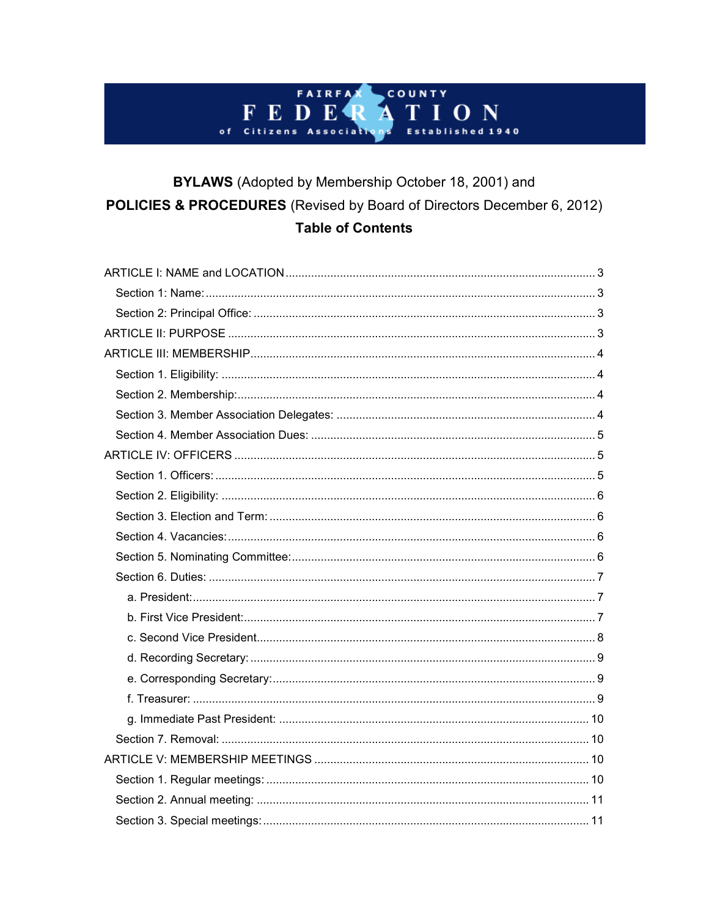FAIRFAX COUNTY FEDERATION of Citizens Associations Established 1940

**BYLAWS** (Adopted by Membership October 18, 2001) and

**POLICIES & PROCEDURES** (Revised by Board of Directors December 6, 2012)

## Table of Contents

- ARTICLE I: NAME and LOCATION ..... 3
  - Section 1: Name: ..... 3
  - Section 2: Principal Office: ..... 3
- ARTICLE II: PURPOSE ..... 3
- ARTICLE III: MEMBERSHIP ..... 4
  - Section 1. Eligibility: ..... 4
  - Section 2. Membership: ..... 4
  - Section 3. Member Association Delegates: ..... 4
  - Section 4. Member Association Dues: ..... 5
- ARTICLE IV: OFFICERS ..... 5
  - Section 1. Officers: ..... 5
  - Section 2. Eligibility: ..... 6
  - Section 3. Election and Term: ..... 6
  - Section 4. Vacancies: ..... 6
  - Section 5. Nominating Committee: ..... 6
  - Section 6. Duties: ..... 7
    - a. President: ..... 7
    - b. First Vice President: ..... 7
    - c. Second Vice President ..... 8
    - d. Recording Secretary: ..... 9
    - e. Corresponding Secretary: ..... 9
    - f. Treasurer: ..... 9
    - g. Immediate Past President: ..... 10
  - Section 7. Removal: ..... 10
- ARTICLE V: MEMBERSHIP MEETINGS ..... 10
  - Section 1. Regular meetings: ..... 10
  - Section 2. Annual meeting: ..... 11
  - Section 3. Special meetings: ..... 11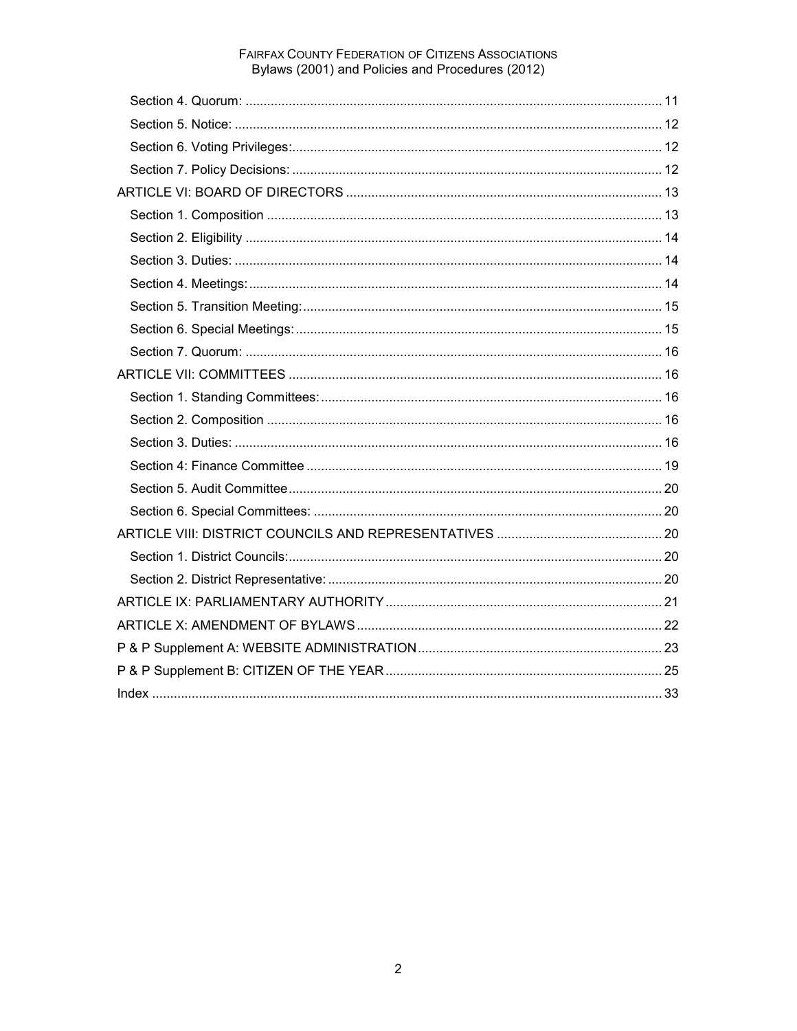Section 4. Quorum: ........ 11
Section 5. Notice: ........ 12
Section 6. Voting Privileges: ........ 12
Section 7. Policy Decisions: ........ 12

ARTICLE VI: BOARD OF DIRECTORS ........ 13
Section 1. Composition ........ 13
Section 2. Eligibility ........ 14
Section 3. Duties: ........ 14
Section 4. Meetings: ........ 14
Section 5. Transition Meeting: ........ 15
Section 6. Special Meetings: ........ 15
Section 7. Quorum: ........ 16

ARTICLE VII: COMMITTEES ........ 16
Section 1. Standing Committees: ........ 16
Section 2. Composition ........ 16
Section 3. Duties: ........ 16
Section 4: Finance Committee ........ 19
Section 5. Audit Committee ........ 20
Section 6. Special Committees: ........ 20

ARTICLE VIII: DISTRICT COUNCILS AND REPRESENTATIVES ........ 20
Section 1. District Councils: ........ 20
Section 2. District Representative: ........ 20

ARTICLE IX: PARLIAMENTARY AUTHORITY ........ 21

ARTICLE X: AMENDMENT OF BYLAWS ........ 22

P & P Supplement A: WEBSITE ADMINISTRATION ........ 23

P & P Supplement B: CITIZEN OF THE YEAR ........ 25

Index ........ 33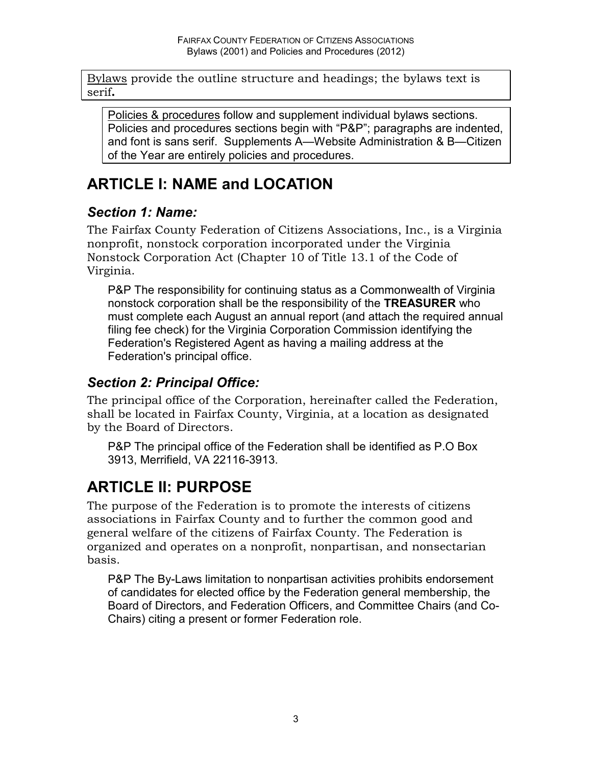Bylaws provide the outline structure and headings; the bylaws text is serif**.**

Policies & procedures follow and supplement individual bylaws sections. Policies and procedures sections begin with "P&P"; paragraphs are indented, and font is sans serif. Supplements A—Website Administration & B—Citizen of the Year are entirely policies and procedures.

# ARTICLE I: NAME and LOCATION

## *Section 1: Name:*

The Fairfax County Federation of Citizens Associations, Inc., is a Virginia nonprofit, nonstock corporation incorporated under the Virginia Nonstock Corporation Act (Chapter 10 of Title 13.1 of the Code of Virginia.

P&P The responsibility for continuing status as a Commonwealth of Virginia nonstock corporation shall be the responsibility of the **TREASURER** who must complete each August an annual report (and attach the required annual filing fee check) for the Virginia Corporation Commission identifying the Federation's Registered Agent as having a mailing address at the Federation's principal office.

## *Section 2: Principal Office:*

The principal office of the Corporation, hereinafter called the Federation, shall be located in Fairfax County, Virginia, at a location as designated by the Board of Directors.

P&P The principal office of the Federation shall be identified as P.O Box 3913, Merrifield, VA 22116-3913.

# ARTICLE II: PURPOSE

The purpose of the Federation is to promote the interests of citizens associations in Fairfax County and to further the common good and general welfare of the citizens of Fairfax County. The Federation is organized and operates on a nonprofit, nonpartisan, and nonsectarian basis.

P&P The By-Laws limitation to nonpartisan activities prohibits endorsement of candidates for elected office by the Federation general membership, the Board of Directors, and Federation Officers, and Committee Chairs (and Co-Chairs) citing a present or former Federation role.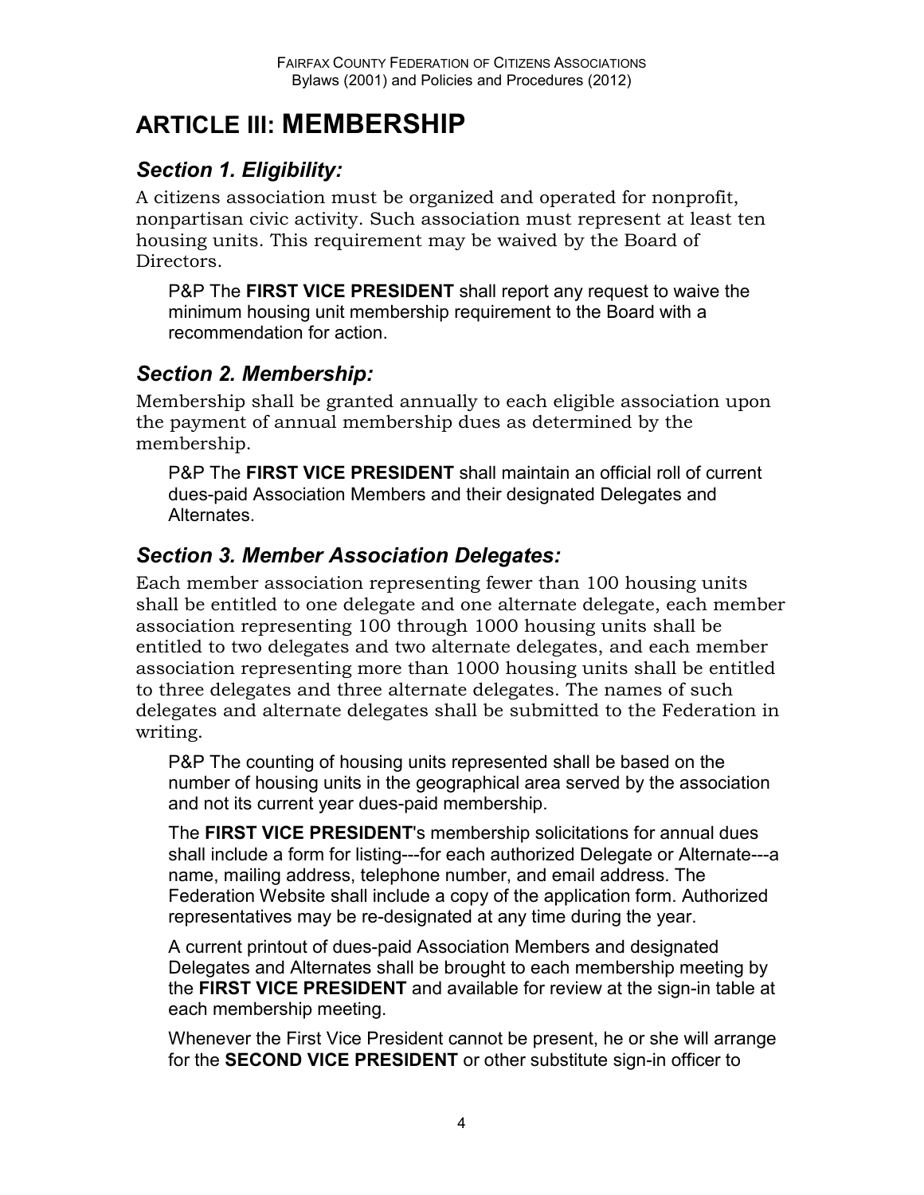# ARTICLE III: MEMBERSHIP

## *Section 1. Eligibility:*

A citizens association must be organized and operated for nonprofit, nonpartisan civic activity. Such association must represent at least ten housing units. This requirement may be waived by the Board of Directors.

P&P The **FIRST VICE PRESIDENT** shall report any request to waive the minimum housing unit membership requirement to the Board with a recommendation for action.

## *Section 2. Membership:*

Membership shall be granted annually to each eligible association upon the payment of annual membership dues as determined by the membership.

P&P The **FIRST VICE PRESIDENT** shall maintain an official roll of current dues-paid Association Members and their designated Delegates and Alternates.

## *Section 3. Member Association Delegates:*

Each member association representing fewer than 100 housing units shall be entitled to one delegate and one alternate delegate, each member association representing 100 through 1000 housing units shall be entitled to two delegates and two alternate delegates, and each member association representing more than 1000 housing units shall be entitled to three delegates and three alternate delegates. The names of such delegates and alternate delegates shall be submitted to the Federation in writing.

P&P The counting of housing units represented shall be based on the number of housing units in the geographical area served by the association and not its current year dues-paid membership.

The **FIRST VICE PRESIDENT**'s membership solicitations for annual dues shall include a form for listing---for each authorized Delegate or Alternate---a name, mailing address, telephone number, and email address. The Federation Website shall include a copy of the application form. Authorized representatives may be re-designated at any time during the year.

A current printout of dues-paid Association Members and designated Delegates and Alternates shall be brought to each membership meeting by the **FIRST VICE PRESIDENT** and available for review at the sign-in table at each membership meeting.

Whenever the First Vice President cannot be present, he or she will arrange for the **SECOND VICE PRESIDENT** or other substitute sign-in officer to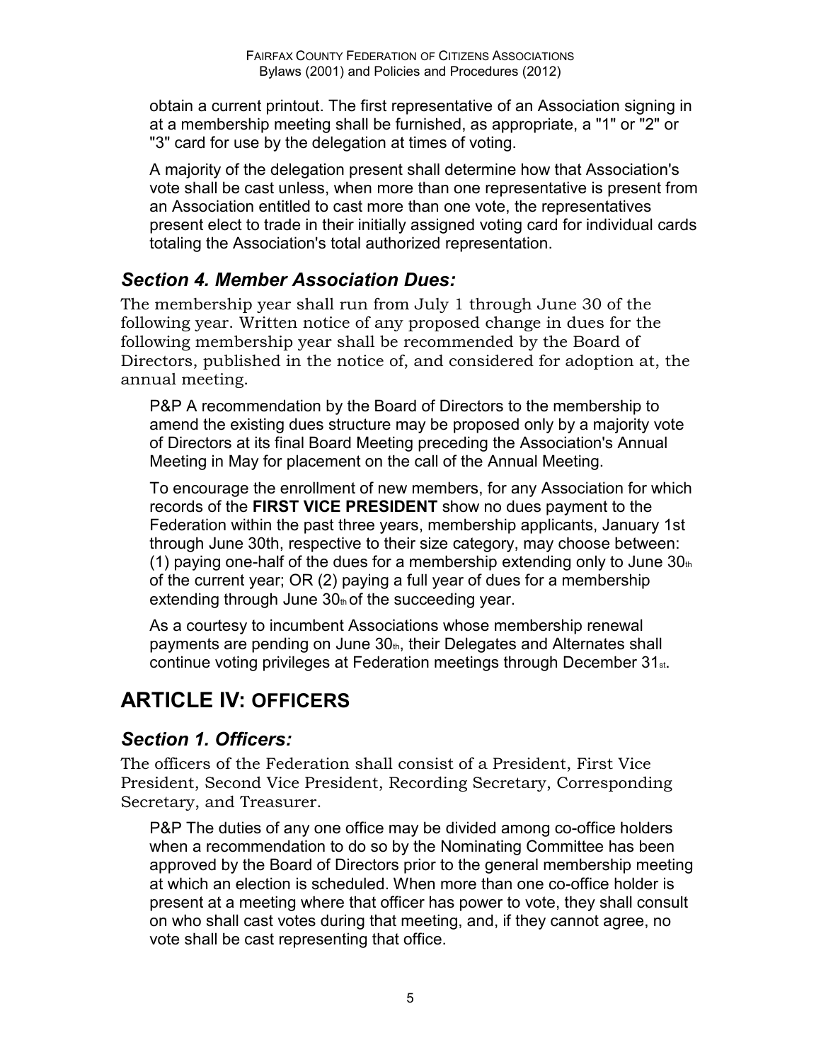obtain a current printout. The first representative of an Association signing in at a membership meeting shall be furnished, as appropriate, a "1" or "2" or "3" card for use by the delegation at times of voting.

A majority of the delegation present shall determine how that Association's vote shall be cast unless, when more than one representative is present from an Association entitled to cast more than one vote, the representatives present elect to trade in their initially assigned voting card for individual cards totaling the Association's total authorized representation.

### *Section 4. Member Association Dues:*

The membership year shall run from July 1 through June 30 of the following year. Written notice of any proposed change in dues for the following membership year shall be recommended by the Board of Directors, published in the notice of, and considered for adoption at, the annual meeting.

P&P A recommendation by the Board of Directors to the membership to amend the existing dues structure may be proposed only by a majority vote of Directors at its final Board Meeting preceding the Association's Annual Meeting in May for placement on the call of the Annual Meeting.

To encourage the enrollment of new members, for any Association for which records of the **FIRST VICE PRESIDENT** show no dues payment to the Federation within the past three years, membership applicants, January 1st through June 30th, respective to their size category, may choose between: (1) paying one-half of the dues for a membership extending only to June 30th of the current year; OR (2) paying a full year of dues for a membership extending through June 30th of the succeeding year.

As a courtesy to incumbent Associations whose membership renewal payments are pending on June 30th, their Delegates and Alternates shall continue voting privileges at Federation meetings through December 31st.

## ARTICLE IV: OFFICERS

### *Section 1. Officers:*

The officers of the Federation shall consist of a President, First Vice President, Second Vice President, Recording Secretary, Corresponding Secretary, and Treasurer.

P&P The duties of any one office may be divided among co-office holders when a recommendation to do so by the Nominating Committee has been approved by the Board of Directors prior to the general membership meeting at which an election is scheduled. When more than one co-office holder is present at a meeting where that officer has power to vote, they shall consult on who shall cast votes during that meeting, and, if they cannot agree, no vote shall be cast representing that office.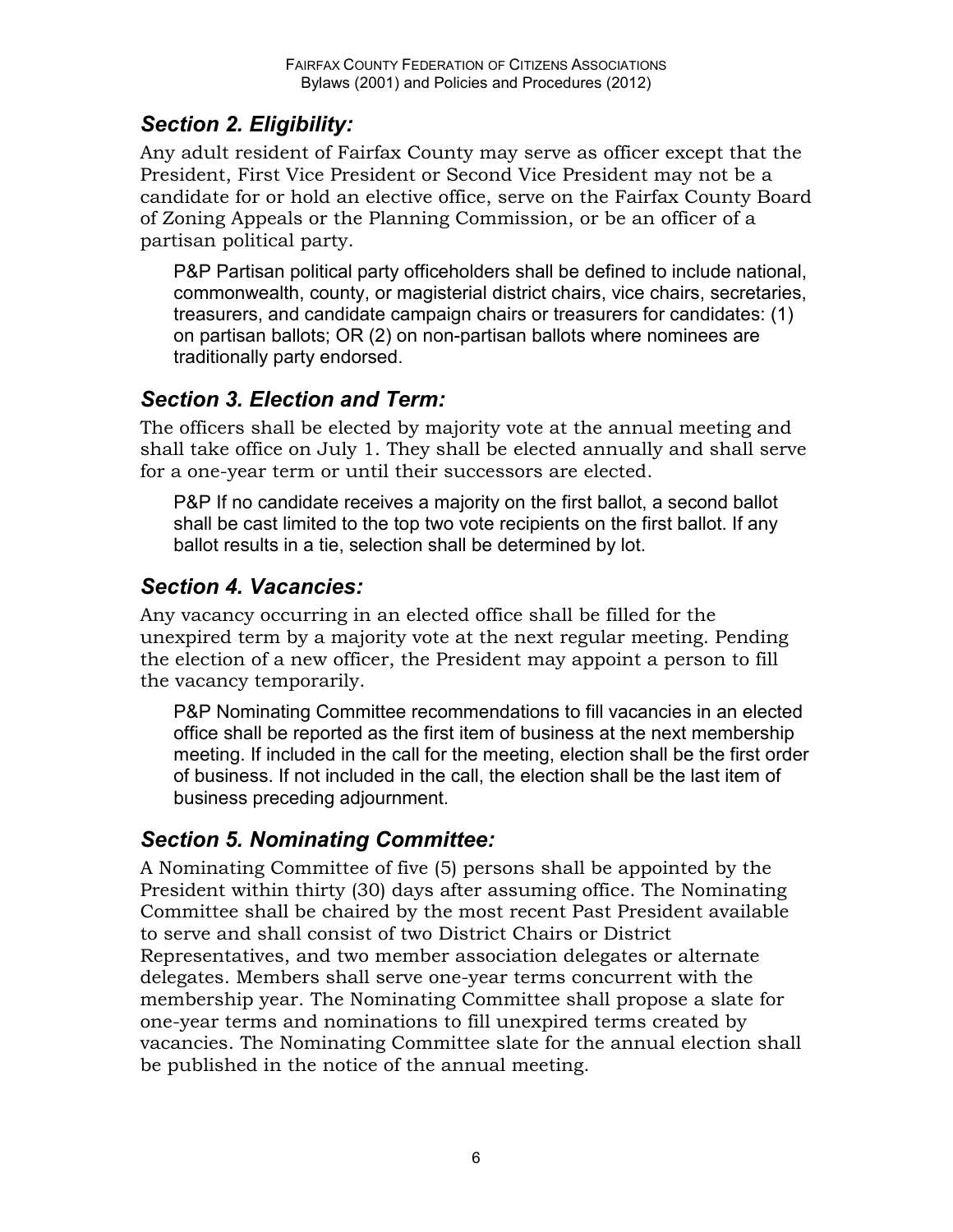### *Section 2. Eligibility:*

Any adult resident of Fairfax County may serve as officer except that the President, First Vice President or Second Vice President may not be a candidate for or hold an elective office, serve on the Fairfax County Board of Zoning Appeals or the Planning Commission, or be an officer of a partisan political party.

> P&P Partisan political party officeholders shall be defined to include national, commonwealth, county, or magisterial district chairs, vice chairs, secretaries, treasurers, and candidate campaign chairs or treasurers for candidates: (1) on partisan ballots; OR (2) on non-partisan ballots where nominees are traditionally party endorsed.

### *Section 3. Election and Term:*

The officers shall be elected by majority vote at the annual meeting and shall take office on July 1. They shall be elected annually and shall serve for a one-year term or until their successors are elected.

> P&P If no candidate receives a majority on the first ballot, a second ballot shall be cast limited to the top two vote recipients on the first ballot. If any ballot results in a tie, selection shall be determined by lot.

### *Section 4. Vacancies:*

Any vacancy occurring in an elected office shall be filled for the unexpired term by a majority vote at the next regular meeting. Pending the election of a new officer, the President may appoint a person to fill the vacancy temporarily.

> P&P Nominating Committee recommendations to fill vacancies in an elected office shall be reported as the first item of business at the next membership meeting. If included in the call for the meeting, election shall be the first order of business. If not included in the call, the election shall be the last item of business preceding adjournment.

### *Section 5. Nominating Committee:*

A Nominating Committee of five (5) persons shall be appointed by the President within thirty (30) days after assuming office. The Nominating Committee shall be chaired by the most recent Past President available to serve and shall consist of two District Chairs or District Representatives, and two member association delegates or alternate delegates. Members shall serve one-year terms concurrent with the membership year. The Nominating Committee shall propose a slate for one-year terms and nominations to fill unexpired terms created by vacancies. The Nominating Committee slate for the annual election shall be published in the notice of the annual meeting.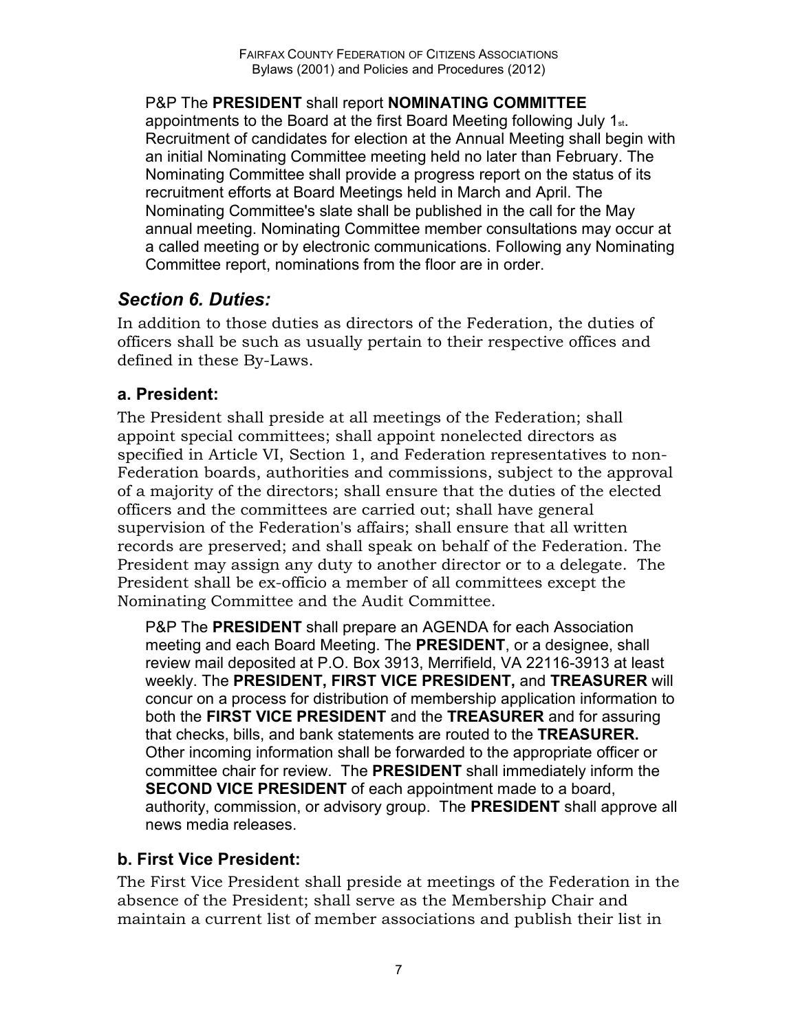P&P The **PRESIDENT** shall report **NOMINATING COMMITTEE** appointments to the Board at the first Board Meeting following July 1st. Recruitment of candidates for election at the Annual Meeting shall begin with an initial Nominating Committee meeting held no later than February. The Nominating Committee shall provide a progress report on the status of its recruitment efforts at Board Meetings held in March and April. The Nominating Committee's slate shall be published in the call for the May annual meeting. Nominating Committee member consultations may occur at a called meeting or by electronic communications. Following any Nominating Committee report, nominations from the floor are in order.

## *Section 6. Duties:*

In addition to those duties as directors of the Federation, the duties of officers shall be such as usually pertain to their respective offices and defined in these By-Laws.

### a. President:

The President shall preside at all meetings of the Federation; shall appoint special committees; shall appoint nonelected directors as specified in Article VI, Section 1, and Federation representatives to non-Federation boards, authorities and commissions, subject to the approval of a majority of the directors; shall ensure that the duties of the elected officers and the committees are carried out; shall have general supervision of the Federation's affairs; shall ensure that all written records are preserved; and shall speak on behalf of the Federation. The President may assign any duty to another director or to a delegate. The President shall be ex-officio a member of all committees except the Nominating Committee and the Audit Committee.

P&P The **PRESIDENT** shall prepare an AGENDA for each Association meeting and each Board Meeting. The **PRESIDENT**, or a designee, shall review mail deposited at P.O. Box 3913, Merrifield, VA 22116-3913 at least weekly. The **PRESIDENT, FIRST VICE PRESIDENT,** and **TREASURER** will concur on a process for distribution of membership application information to both the **FIRST VICE PRESIDENT** and the **TREASURER** and for assuring that checks, bills, and bank statements are routed to the **TREASURER.** Other incoming information shall be forwarded to the appropriate officer or committee chair for review. The **PRESIDENT** shall immediately inform the **SECOND VICE PRESIDENT** of each appointment made to a board, authority, commission, or advisory group. The **PRESIDENT** shall approve all news media releases.

### b. First Vice President:

The First Vice President shall preside at meetings of the Federation in the absence of the President; shall serve as the Membership Chair and maintain a current list of member associations and publish their list in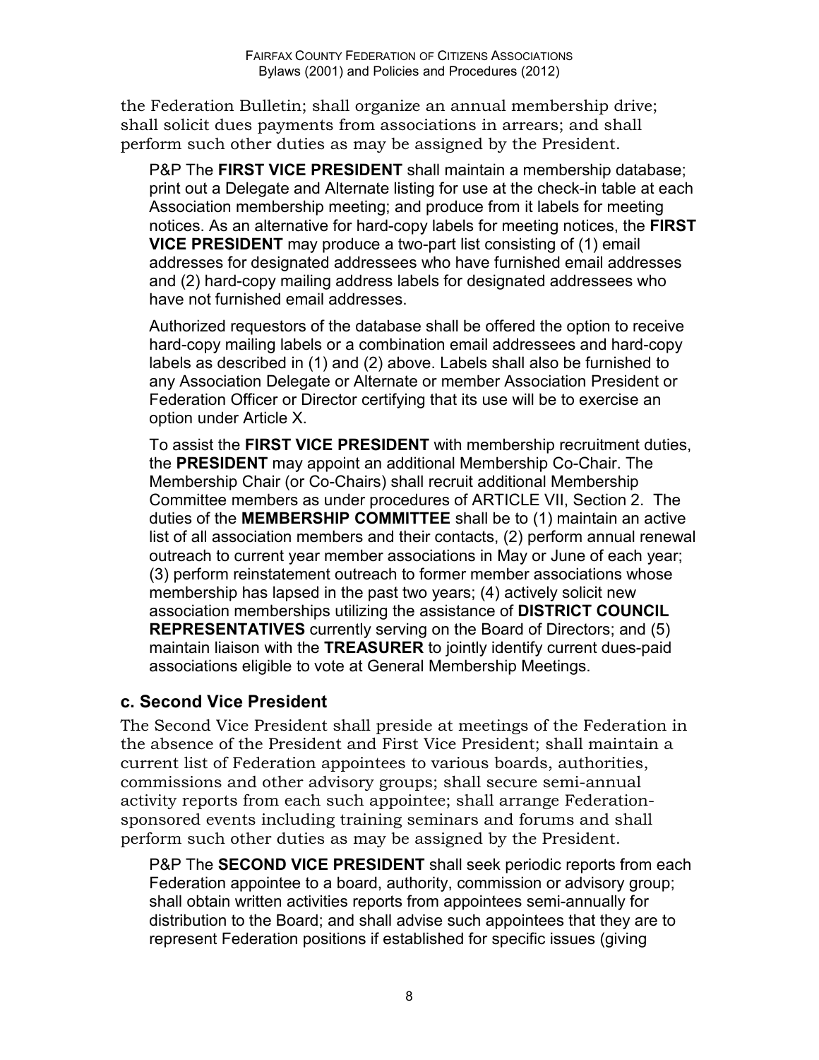the Federation Bulletin; shall organize an annual membership drive; shall solicit dues payments from associations in arrears; and shall perform such other duties as may be assigned by the President.

P&P The **FIRST VICE PRESIDENT** shall maintain a membership database; print out a Delegate and Alternate listing for use at the check-in table at each Association membership meeting; and produce from it labels for meeting notices. As an alternative for hard-copy labels for meeting notices, the **FIRST VICE PRESIDENT** may produce a two-part list consisting of (1) email addresses for designated addressees who have furnished email addresses and (2) hard-copy mailing address labels for designated addressees who have not furnished email addresses.

Authorized requestors of the database shall be offered the option to receive hard-copy mailing labels or a combination email addressees and hard-copy labels as described in (1) and (2) above. Labels shall also be furnished to any Association Delegate or Alternate or member Association President or Federation Officer or Director certifying that its use will be to exercise an option under Article X.

To assist the **FIRST VICE PRESIDENT** with membership recruitment duties, the **PRESIDENT** may appoint an additional Membership Co-Chair. The Membership Chair (or Co-Chairs) shall recruit additional Membership Committee members as under procedures of ARTICLE VII, Section 2. The duties of the **MEMBERSHIP COMMITTEE** shall be to (1) maintain an active list of all association members and their contacts, (2) perform annual renewal outreach to current year member associations in May or June of each year; (3) perform reinstatement outreach to former member associations whose membership has lapsed in the past two years; (4) actively solicit new association memberships utilizing the assistance of **DISTRICT COUNCIL REPRESENTATIVES** currently serving on the Board of Directors; and (5) maintain liaison with the **TREASURER** to jointly identify current dues-paid associations eligible to vote at General Membership Meetings.

### c. Second Vice President

The Second Vice President shall preside at meetings of the Federation in the absence of the President and First Vice President; shall maintain a current list of Federation appointees to various boards, authorities, commissions and other advisory groups; shall secure semi-annual activity reports from each such appointee; shall arrange Federation-sponsored events including training seminars and forums and shall perform such other duties as may be assigned by the President.

P&P The **SECOND VICE PRESIDENT** shall seek periodic reports from each Federation appointee to a board, authority, commission or advisory group; shall obtain written activities reports from appointees semi-annually for distribution to the Board; and shall advise such appointees that they are to represent Federation positions if established for specific issues (giving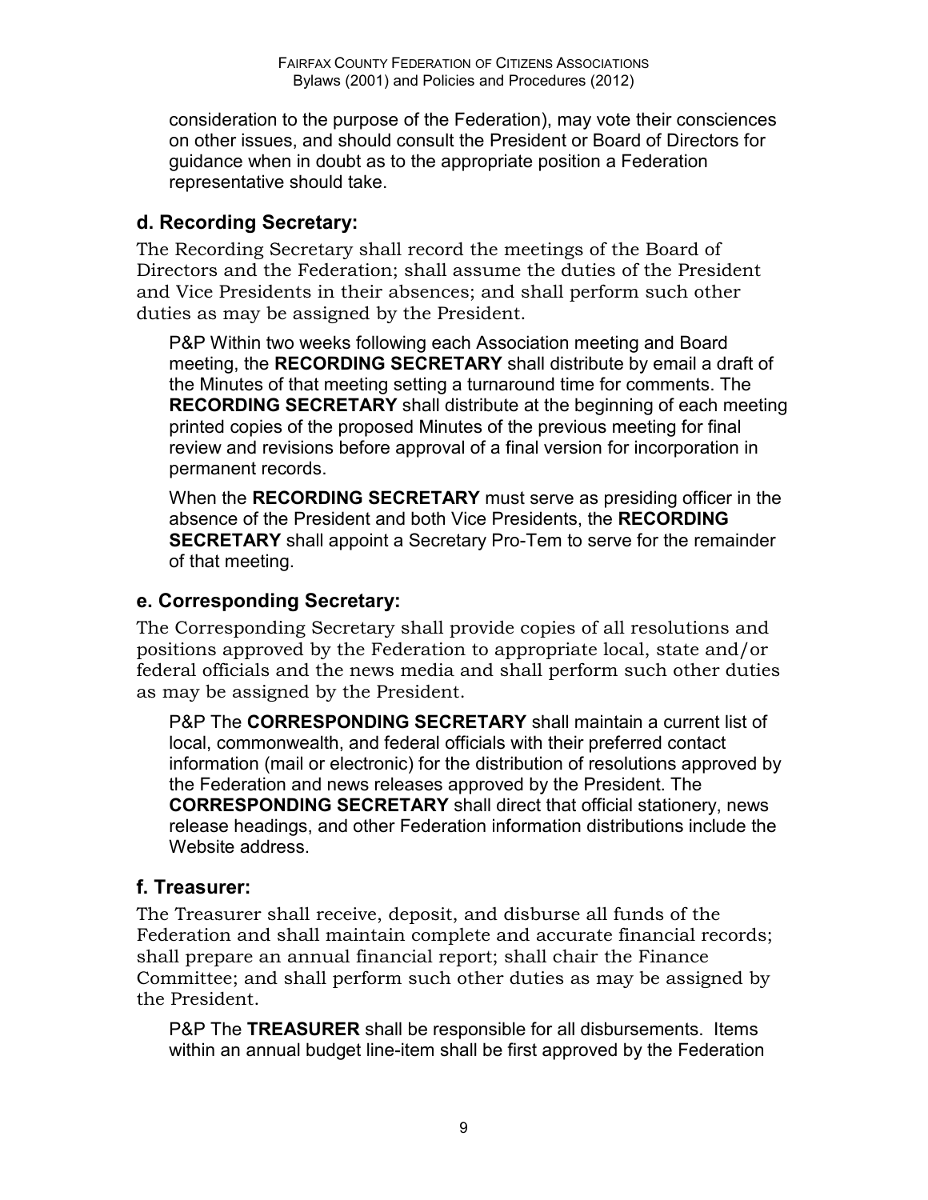consideration to the purpose of the Federation), may vote their consciences on other issues, and should consult the President or Board of Directors for guidance when in doubt as to the appropriate position a Federation representative should take.

### d. Recording Secretary:

The Recording Secretary shall record the meetings of the Board of Directors and the Federation; shall assume the duties of the President and Vice Presidents in their absences; and shall perform such other duties as may be assigned by the President.

P&P Within two weeks following each Association meeting and Board meeting, the **RECORDING SECRETARY** shall distribute by email a draft of the Minutes of that meeting setting a turnaround time for comments. The **RECORDING SECRETARY** shall distribute at the beginning of each meeting printed copies of the proposed Minutes of the previous meeting for final review and revisions before approval of a final version for incorporation in permanent records.

When the **RECORDING SECRETARY** must serve as presiding officer in the absence of the President and both Vice Presidents, the **RECORDING SECRETARY** shall appoint a Secretary Pro-Tem to serve for the remainder of that meeting.

### e. Corresponding Secretary:

The Corresponding Secretary shall provide copies of all resolutions and positions approved by the Federation to appropriate local, state and/or federal officials and the news media and shall perform such other duties as may be assigned by the President.

P&P The **CORRESPONDING SECRETARY** shall maintain a current list of local, commonwealth, and federal officials with their preferred contact information (mail or electronic) for the distribution of resolutions approved by the Federation and news releases approved by the President. The **CORRESPONDING SECRETARY** shall direct that official stationery, news release headings, and other Federation information distributions include the Website address.

### f. Treasurer:

The Treasurer shall receive, deposit, and disburse all funds of the Federation and shall maintain complete and accurate financial records; shall prepare an annual financial report; shall chair the Finance Committee; and shall perform such other duties as may be assigned by the President.

P&P The **TREASURER** shall be responsible for all disbursements. Items within an annual budget line-item shall be first approved by the Federation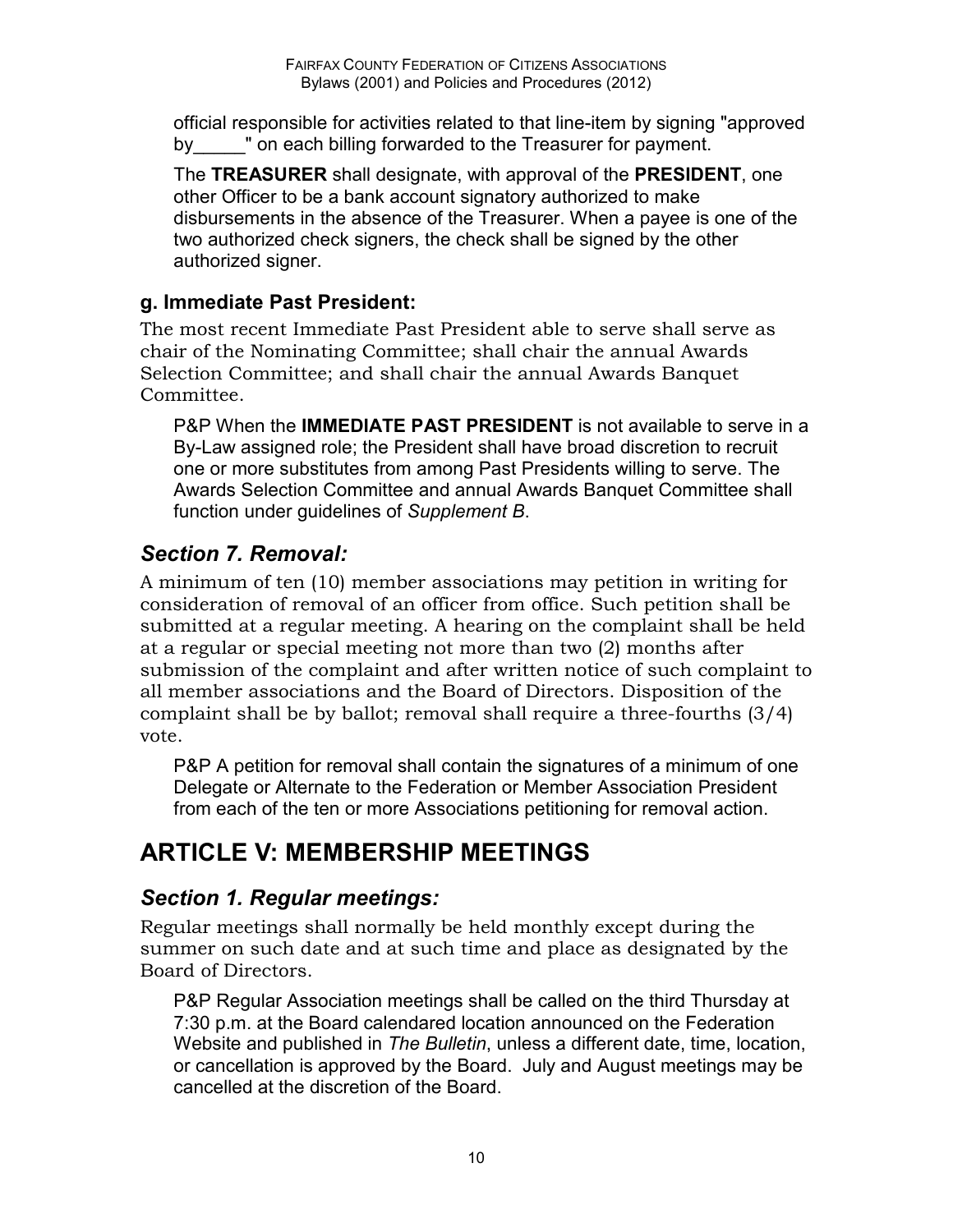official responsible for activities related to that line-item by signing "approved by_____" on each billing forwarded to the Treasurer for payment.

The **TREASURER** shall designate, with approval of the **PRESIDENT**, one other Officer to be a bank account signatory authorized to make disbursements in the absence of the Treasurer. When a payee is one of the two authorized check signers, the check shall be signed by the other authorized signer.

### g. Immediate Past President:

The most recent Immediate Past President able to serve shall serve as chair of the Nominating Committee; shall chair the annual Awards Selection Committee; and shall chair the annual Awards Banquet Committee.

P&P When the **IMMEDIATE PAST PRESIDENT** is not available to serve in a By-Law assigned role; the President shall have broad discretion to recruit one or more substitutes from among Past Presidents willing to serve. The Awards Selection Committee and annual Awards Banquet Committee shall function under guidelines of *Supplement B*.

## *Section 7. Removal:*

A minimum of ten (10) member associations may petition in writing for consideration of removal of an officer from office. Such petition shall be submitted at a regular meeting. A hearing on the complaint shall be held at a regular or special meeting not more than two (2) months after submission of the complaint and after written notice of such complaint to all member associations and the Board of Directors. Disposition of the complaint shall be by ballot; removal shall require a three-fourths (3/4) vote.

P&P A petition for removal shall contain the signatures of a minimum of one Delegate or Alternate to the Federation or Member Association President from each of the ten or more Associations petitioning for removal action.

# ARTICLE V: MEMBERSHIP MEETINGS

## *Section 1. Regular meetings:*

Regular meetings shall normally be held monthly except during the summer on such date and at such time and place as designated by the Board of Directors.

P&P Regular Association meetings shall be called on the third Thursday at 7:30 p.m. at the Board calendared location announced on the Federation Website and published in *The Bulletin*, unless a different date, time, location, or cancellation is approved by the Board. July and August meetings may be cancelled at the discretion of the Board.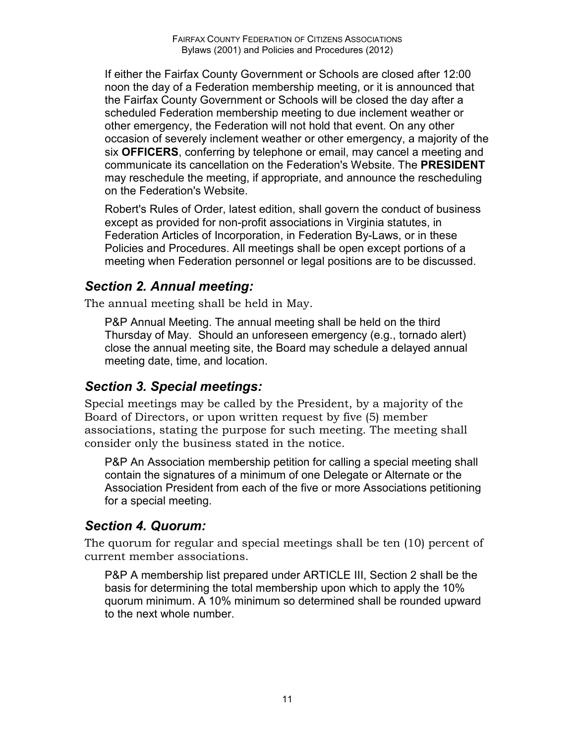If either the Fairfax County Government or Schools are closed after 12:00 noon the day of a Federation membership meeting, or it is announced that the Fairfax County Government or Schools will be closed the day after a scheduled Federation membership meeting to due inclement weather or other emergency, the Federation will not hold that event. On any other occasion of severely inclement weather or other emergency, a majority of the six **OFFICERS**, conferring by telephone or email, may cancel a meeting and communicate its cancellation on the Federation's Website. The **PRESIDENT** may reschedule the meeting, if appropriate, and announce the rescheduling on the Federation's Website.

Robert's Rules of Order, latest edition, shall govern the conduct of business except as provided for non-profit associations in Virginia statutes, in Federation Articles of Incorporation, in Federation By-Laws, or in these Policies and Procedures. All meetings shall be open except portions of a meeting when Federation personnel or legal positions are to be discussed.

## *Section 2. Annual meeting:*

The annual meeting shall be held in May.

P&P Annual Meeting. The annual meeting shall be held on the third Thursday of May. Should an unforeseen emergency (e.g., tornado alert) close the annual meeting site, the Board may schedule a delayed annual meeting date, time, and location.

## *Section 3. Special meetings:*

Special meetings may be called by the President, by a majority of the Board of Directors, or upon written request by five (5) member associations, stating the purpose for such meeting. The meeting shall consider only the business stated in the notice.

P&P An Association membership petition for calling a special meeting shall contain the signatures of a minimum of one Delegate or Alternate or the Association President from each of the five or more Associations petitioning for a special meeting.

## *Section 4. Quorum:*

The quorum for regular and special meetings shall be ten (10) percent of current member associations.

P&P A membership list prepared under ARTICLE III, Section 2 shall be the basis for determining the total membership upon which to apply the 10% quorum minimum. A 10% minimum so determined shall be rounded upward to the next whole number.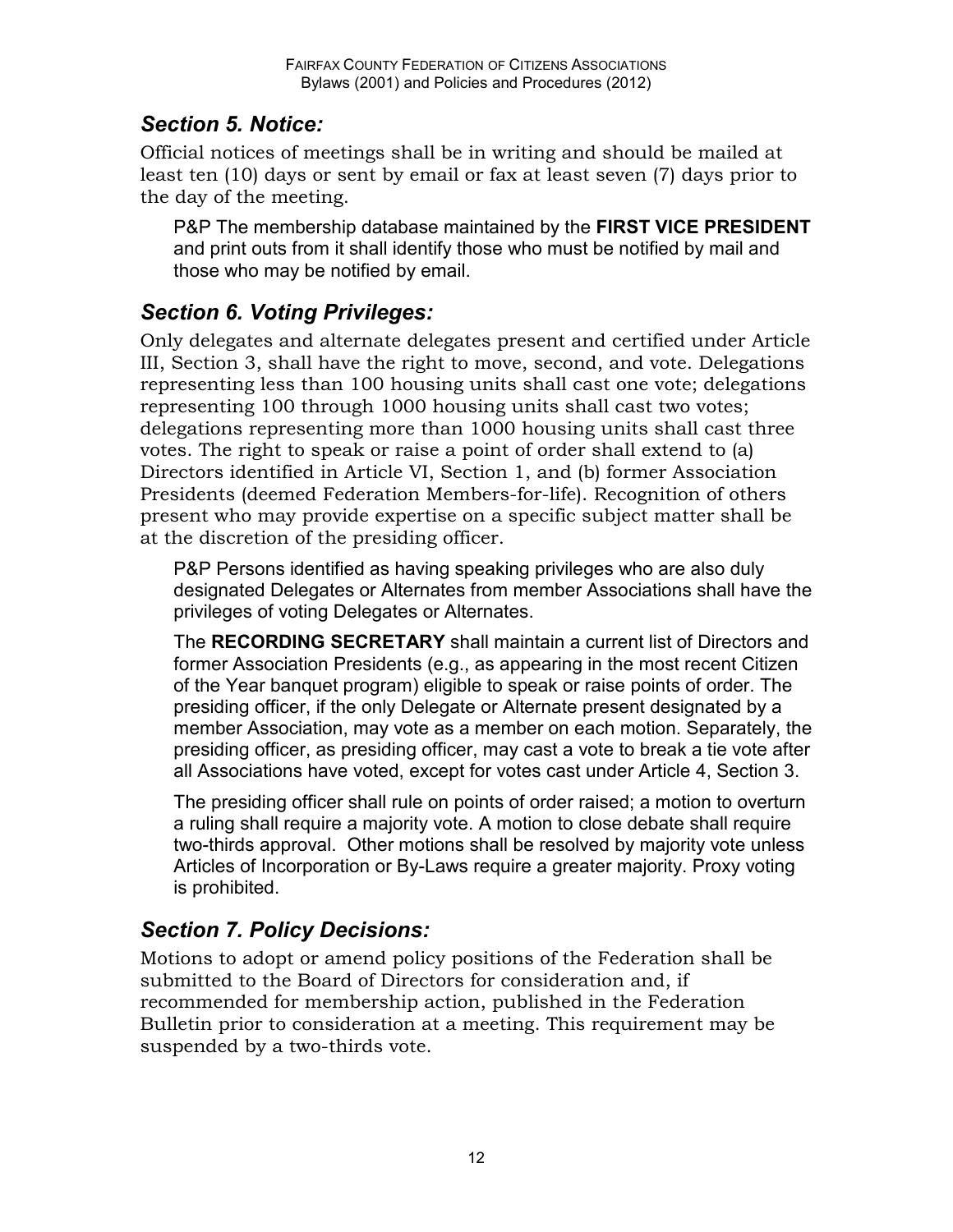## *Section 5. Notice:*

Official notices of meetings shall be in writing and should be mailed at least ten (10) days or sent by email or fax at least seven (7) days prior to the day of the meeting.

P&P The membership database maintained by the **FIRST VICE PRESIDENT** and print outs from it shall identify those who must be notified by mail and those who may be notified by email.

## *Section 6. Voting Privileges:*

Only delegates and alternate delegates present and certified under Article III, Section 3, shall have the right to move, second, and vote. Delegations representing less than 100 housing units shall cast one vote; delegations representing 100 through 1000 housing units shall cast two votes; delegations representing more than 1000 housing units shall cast three votes. The right to speak or raise a point of order shall extend to (a) Directors identified in Article VI, Section 1, and (b) former Association Presidents (deemed Federation Members-for-life). Recognition of others present who may provide expertise on a specific subject matter shall be at the discretion of the presiding officer.

P&P Persons identified as having speaking privileges who are also duly designated Delegates or Alternates from member Associations shall have the privileges of voting Delegates or Alternates.

The **RECORDING SECRETARY** shall maintain a current list of Directors and former Association Presidents (e.g., as appearing in the most recent Citizen of the Year banquet program) eligible to speak or raise points of order. The presiding officer, if the only Delegate or Alternate present designated by a member Association, may vote as a member on each motion. Separately, the presiding officer, as presiding officer, may cast a vote to break a tie vote after all Associations have voted, except for votes cast under Article 4, Section 3.

The presiding officer shall rule on points of order raised; a motion to overturn a ruling shall require a majority vote. A motion to close debate shall require two-thirds approval. Other motions shall be resolved by majority vote unless Articles of Incorporation or By-Laws require a greater majority. Proxy voting is prohibited.

## *Section 7. Policy Decisions:*

Motions to adopt or amend policy positions of the Federation shall be submitted to the Board of Directors for consideration and, if recommended for membership action, published in the Federation Bulletin prior to consideration at a meeting. This requirement may be suspended by a two-thirds vote.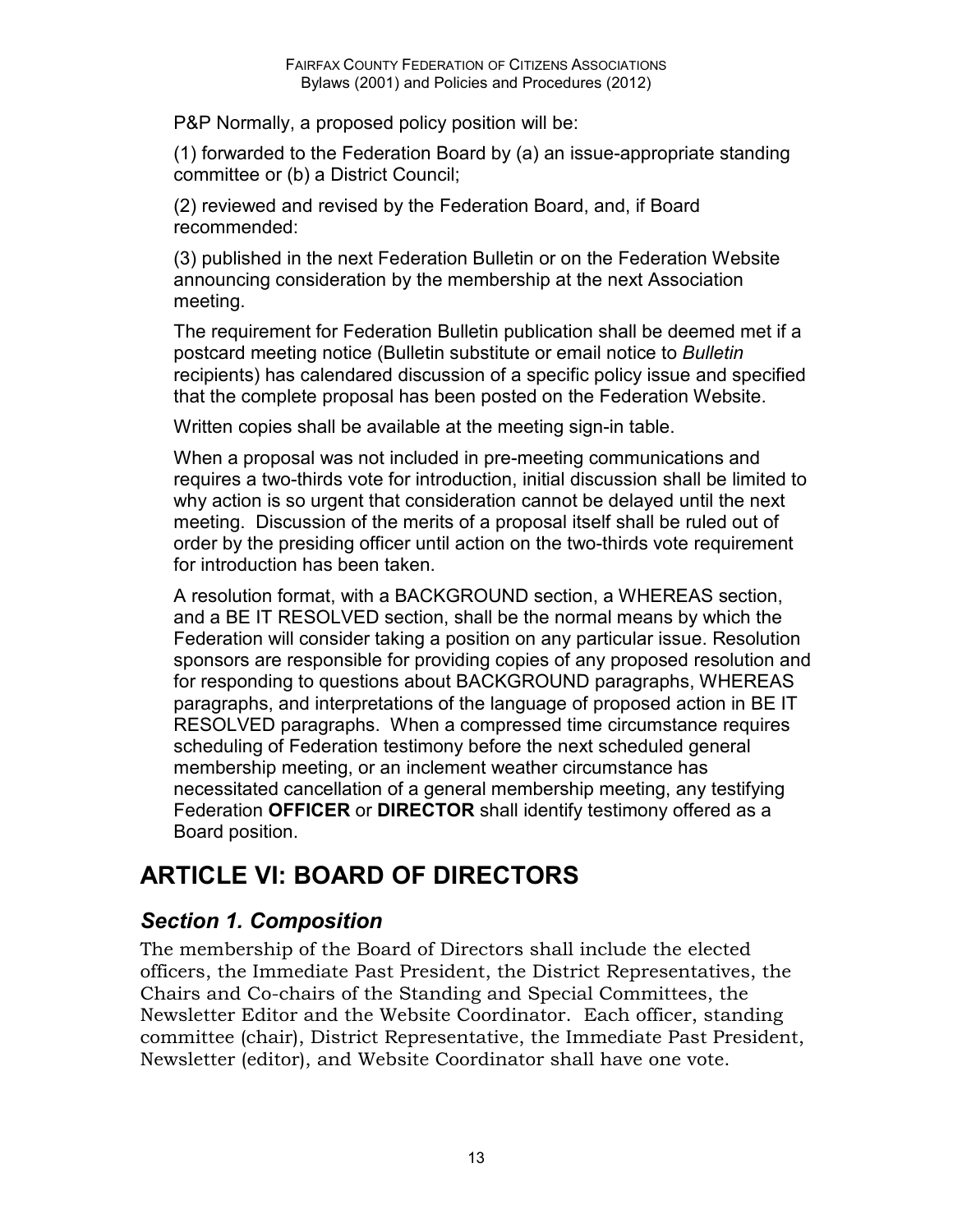P&P Normally, a proposed policy position will be:

(1) forwarded to the Federation Board by (a) an issue-appropriate standing committee or (b) a District Council;

(2) reviewed and revised by the Federation Board, and, if Board recommended:

(3) published in the next Federation Bulletin or on the Federation Website announcing consideration by the membership at the next Association meeting.

The requirement for Federation Bulletin publication shall be deemed met if a postcard meeting notice (Bulletin substitute or email notice to *Bulletin* recipients) has calendared discussion of a specific policy issue and specified that the complete proposal has been posted on the Federation Website.

Written copies shall be available at the meeting sign-in table.

When a proposal was not included in pre-meeting communications and requires a two-thirds vote for introduction, initial discussion shall be limited to why action is so urgent that consideration cannot be delayed until the next meeting. Discussion of the merits of a proposal itself shall be ruled out of order by the presiding officer until action on the two-thirds vote requirement for introduction has been taken.

A resolution format, with a BACKGROUND section, a WHEREAS section, and a BE IT RESOLVED section, shall be the normal means by which the Federation will consider taking a position on any particular issue. Resolution sponsors are responsible for providing copies of any proposed resolution and for responding to questions about BACKGROUND paragraphs, WHEREAS paragraphs, and interpretations of the language of proposed action in BE IT RESOLVED paragraphs. When a compressed time circumstance requires scheduling of Federation testimony before the next scheduled general membership meeting, or an inclement weather circumstance has necessitated cancellation of a general membership meeting, any testifying Federation **OFFICER** or **DIRECTOR** shall identify testimony offered as a Board position.

# ARTICLE VI: BOARD OF DIRECTORS

## *Section 1. Composition*

The membership of the Board of Directors shall include the elected officers, the Immediate Past President, the District Representatives, the Chairs and Co-chairs of the Standing and Special Committees, the Newsletter Editor and the Website Coordinator. Each officer, standing committee (chair), District Representative, the Immediate Past President, Newsletter (editor), and Website Coordinator shall have one vote.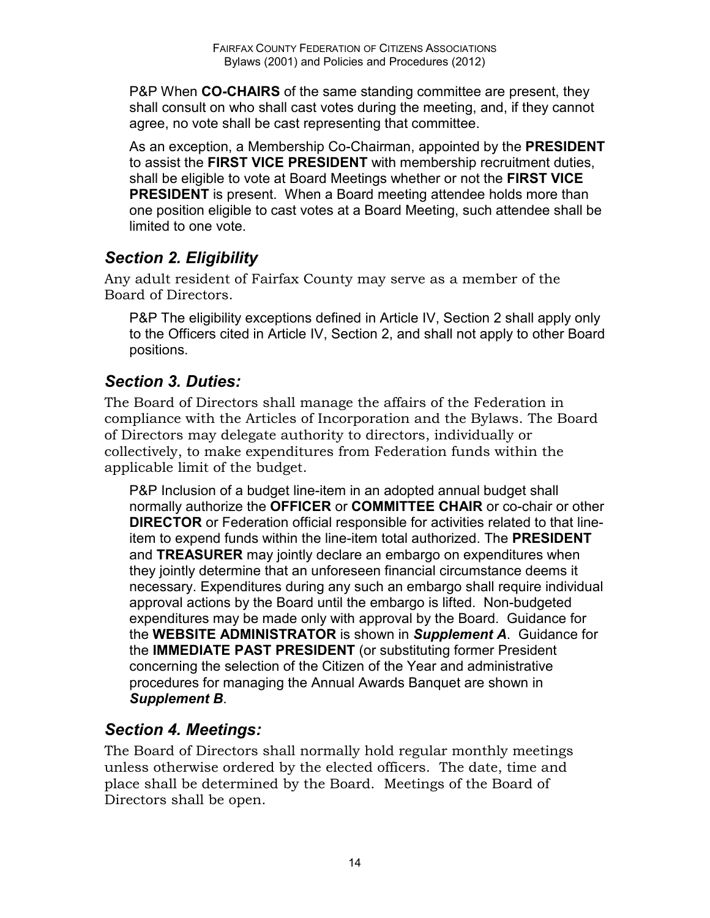P&P When **CO-CHAIRS** of the same standing committee are present, they shall consult on who shall cast votes during the meeting, and, if they cannot agree, no vote shall be cast representing that committee.

As an exception, a Membership Co-Chairman, appointed by the **PRESIDENT** to assist the **FIRST VICE PRESIDENT** with membership recruitment duties, shall be eligible to vote at Board Meetings whether or not the **FIRST VICE PRESIDENT** is present. When a Board meeting attendee holds more than one position eligible to cast votes at a Board Meeting, such attendee shall be limited to one vote.

## *Section 2. Eligibility*

Any adult resident of Fairfax County may serve as a member of the Board of Directors.

P&P The eligibility exceptions defined in Article IV, Section 2 shall apply only to the Officers cited in Article IV, Section 2, and shall not apply to other Board positions.

## *Section 3. Duties:*

The Board of Directors shall manage the affairs of the Federation in compliance with the Articles of Incorporation and the Bylaws. The Board of Directors may delegate authority to directors, individually or collectively, to make expenditures from Federation funds within the applicable limit of the budget.

P&P Inclusion of a budget line-item in an adopted annual budget shall normally authorize the **OFFICER** or **COMMITTEE CHAIR** or co-chair or other **DIRECTOR** or Federation official responsible for activities related to that line-item to expend funds within the line-item total authorized. The **PRESIDENT** and **TREASURER** may jointly declare an embargo on expenditures when they jointly determine that an unforeseen financial circumstance deems it necessary. Expenditures during any such an embargo shall require individual approval actions by the Board until the embargo is lifted. Non-budgeted expenditures may be made only with approval by the Board. Guidance for the **WEBSITE ADMINISTRATOR** is shown in ***Supplement A***. Guidance for the **IMMEDIATE PAST PRESIDENT** (or substituting former President concerning the selection of the Citizen of the Year and administrative procedures for managing the Annual Awards Banquet are shown in ***Supplement B***.

## *Section 4. Meetings:*

The Board of Directors shall normally hold regular monthly meetings unless otherwise ordered by the elected officers. The date, time and place shall be determined by the Board. Meetings of the Board of Directors shall be open.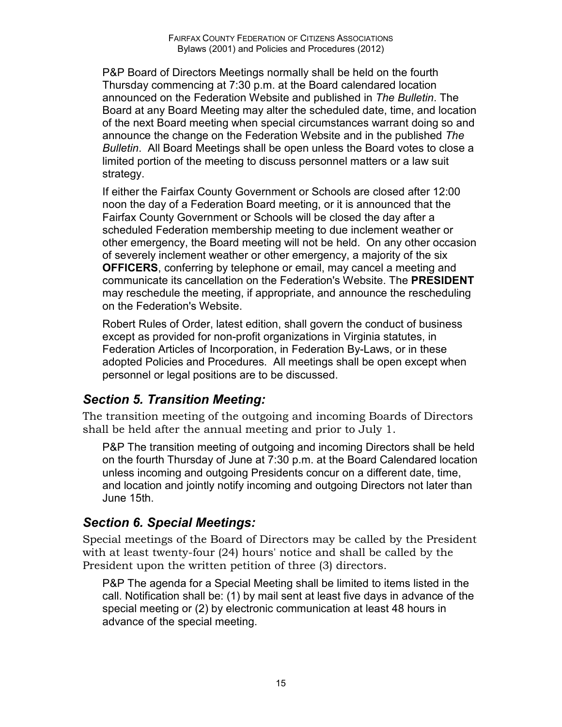P&P Board of Directors Meetings normally shall be held on the fourth Thursday commencing at 7:30 p.m. at the Board calendared location announced on the Federation Website and published in *The Bulletin*. The Board at any Board Meeting may alter the scheduled date, time, and location of the next Board meeting when special circumstances warrant doing so and announce the change on the Federation Website and in the published *The Bulletin*. All Board Meetings shall be open unless the Board votes to close a limited portion of the meeting to discuss personnel matters or a law suit strategy.

If either the Fairfax County Government or Schools are closed after 12:00 noon the day of a Federation Board meeting, or it is announced that the Fairfax County Government or Schools will be closed the day after a scheduled Federation membership meeting to due inclement weather or other emergency, the Board meeting will not be held. On any other occasion of severely inclement weather or other emergency, a majority of the six **OFFICERS**, conferring by telephone or email, may cancel a meeting and communicate its cancellation on the Federation's Website. The **PRESIDENT** may reschedule the meeting, if appropriate, and announce the rescheduling on the Federation's Website.

Robert Rules of Order, latest edition, shall govern the conduct of business except as provided for non-profit organizations in Virginia statutes, in Federation Articles of Incorporation, in Federation By-Laws, or in these adopted Policies and Procedures. All meetings shall be open except when personnel or legal positions are to be discussed.

## *Section 5. Transition Meeting:*

The transition meeting of the outgoing and incoming Boards of Directors shall be held after the annual meeting and prior to July 1.

P&P The transition meeting of outgoing and incoming Directors shall be held on the fourth Thursday of June at 7:30 p.m. at the Board Calendared location unless incoming and outgoing Presidents concur on a different date, time, and location and jointly notify incoming and outgoing Directors not later than June 15th.

## *Section 6. Special Meetings:*

Special meetings of the Board of Directors may be called by the President with at least twenty-four (24) hours' notice and shall be called by the President upon the written petition of three (3) directors.

P&P The agenda for a Special Meeting shall be limited to items listed in the call. Notification shall be: (1) by mail sent at least five days in advance of the special meeting or (2) by electronic communication at least 48 hours in advance of the special meeting.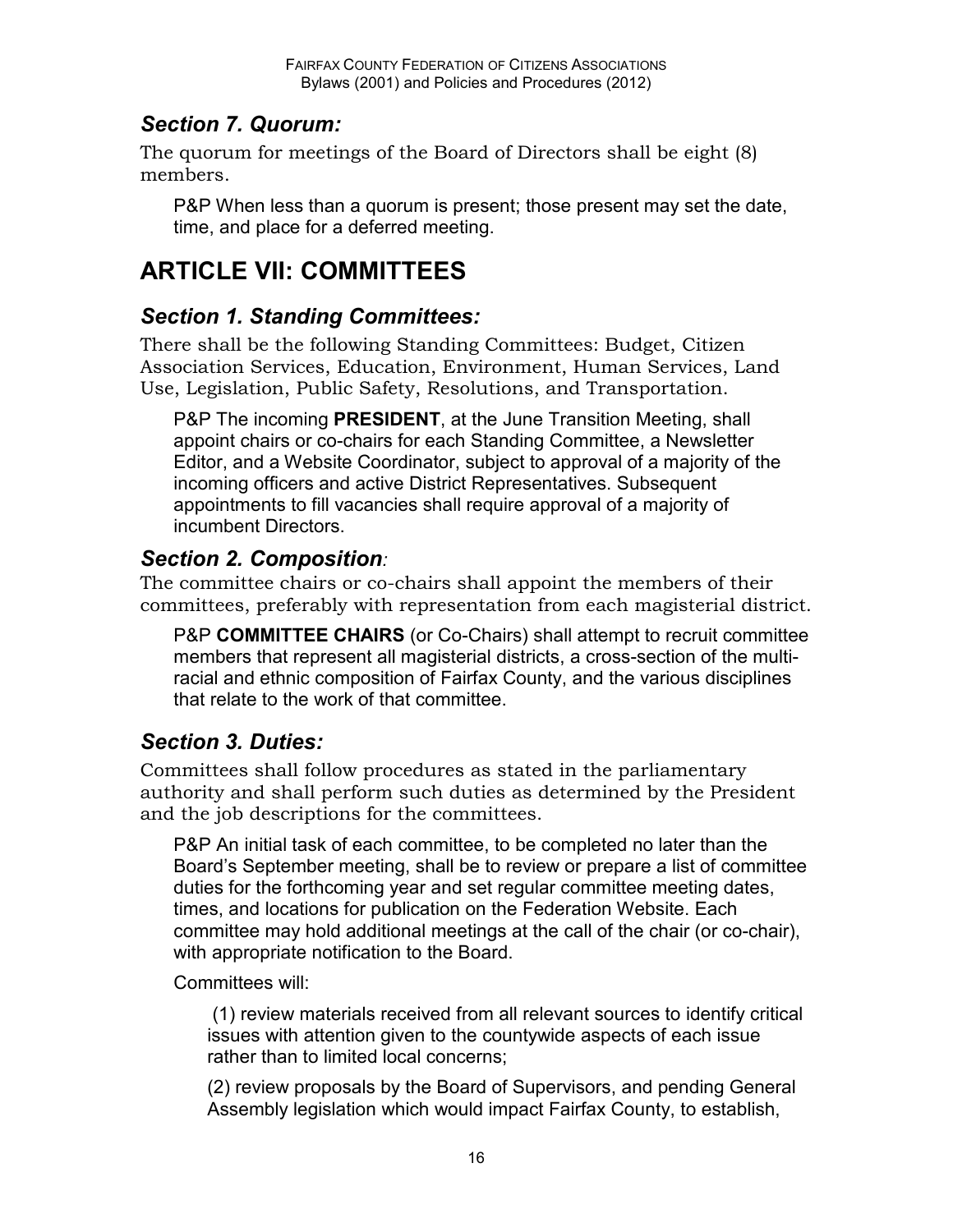### *Section 7. Quorum:*

The quorum for meetings of the Board of Directors shall be eight (8) members.

P&P When less than a quorum is present; those present may set the date, time, and place for a deferred meeting.

## ARTICLE VII: COMMITTEES

### *Section 1. Standing Committees:*

There shall be the following Standing Committees: Budget, Citizen Association Services, Education, Environment, Human Services, Land Use, Legislation, Public Safety, Resolutions, and Transportation.

P&P The incoming **PRESIDENT**, at the June Transition Meeting, shall appoint chairs or co-chairs for each Standing Committee, a Newsletter Editor, and a Website Coordinator, subject to approval of a majority of the incoming officers and active District Representatives. Subsequent appointments to fill vacancies shall require approval of a majority of incumbent Directors.

### *Section 2. Composition:*

The committee chairs or co-chairs shall appoint the members of their committees, preferably with representation from each magisterial district.

P&P **COMMITTEE CHAIRS** (or Co-Chairs) shall attempt to recruit committee members that represent all magisterial districts, a cross-section of the multi-racial and ethnic composition of Fairfax County, and the various disciplines that relate to the work of that committee.

### *Section 3. Duties:*

Committees shall follow procedures as stated in the parliamentary authority and shall perform such duties as determined by the President and the job descriptions for the committees.

P&P An initial task of each committee, to be completed no later than the Board's September meeting, shall be to review or prepare a list of committee duties for the forthcoming year and set regular committee meeting dates, times, and locations for publication on the Federation Website. Each committee may hold additional meetings at the call of the chair (or co-chair), with appropriate notification to the Board.

Committees will:

(1) review materials received from all relevant sources to identify critical issues with attention given to the countywide aspects of each issue rather than to limited local concerns;

(2) review proposals by the Board of Supervisors, and pending General Assembly legislation which would impact Fairfax County, to establish,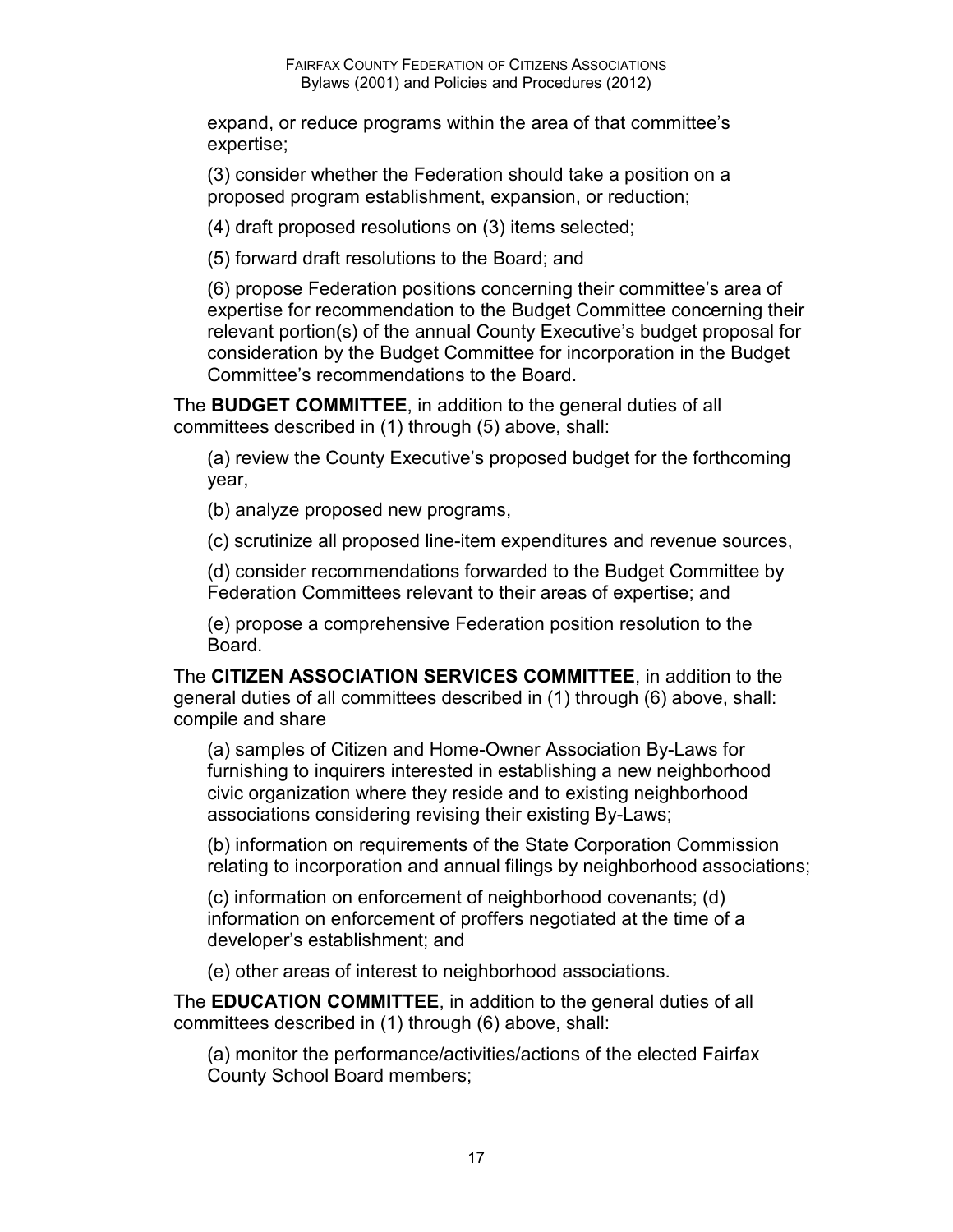expand, or reduce programs within the area of that committee's expertise;

(3) consider whether the Federation should take a position on a proposed program establishment, expansion, or reduction;

(4) draft proposed resolutions on (3) items selected;

(5) forward draft resolutions to the Board; and

(6) propose Federation positions concerning their committee's area of expertise for recommendation to the Budget Committee concerning their relevant portion(s) of the annual County Executive's budget proposal for consideration by the Budget Committee for incorporation in the Budget Committee's recommendations to the Board.

The **BUDGET COMMITTEE**, in addition to the general duties of all committees described in (1) through (5) above, shall:

(a) review the County Executive's proposed budget for the forthcoming year,

(b) analyze proposed new programs,

(c) scrutinize all proposed line-item expenditures and revenue sources,

(d) consider recommendations forwarded to the Budget Committee by Federation Committees relevant to their areas of expertise; and

(e) propose a comprehensive Federation position resolution to the Board.

The **CITIZEN ASSOCIATION SERVICES COMMITTEE**, in addition to the general duties of all committees described in (1) through (6) above, shall: compile and share

(a) samples of Citizen and Home-Owner Association By-Laws for furnishing to inquirers interested in establishing a new neighborhood civic organization where they reside and to existing neighborhood associations considering revising their existing By-Laws;

(b) information on requirements of the State Corporation Commission relating to incorporation and annual filings by neighborhood associations;

(c) information on enforcement of neighborhood covenants; (d) information on enforcement of proffers negotiated at the time of a developer's establishment; and

(e) other areas of interest to neighborhood associations.

The **EDUCATION COMMITTEE**, in addition to the general duties of all committees described in (1) through (6) above, shall:

(a) monitor the performance/activities/actions of the elected Fairfax County School Board members;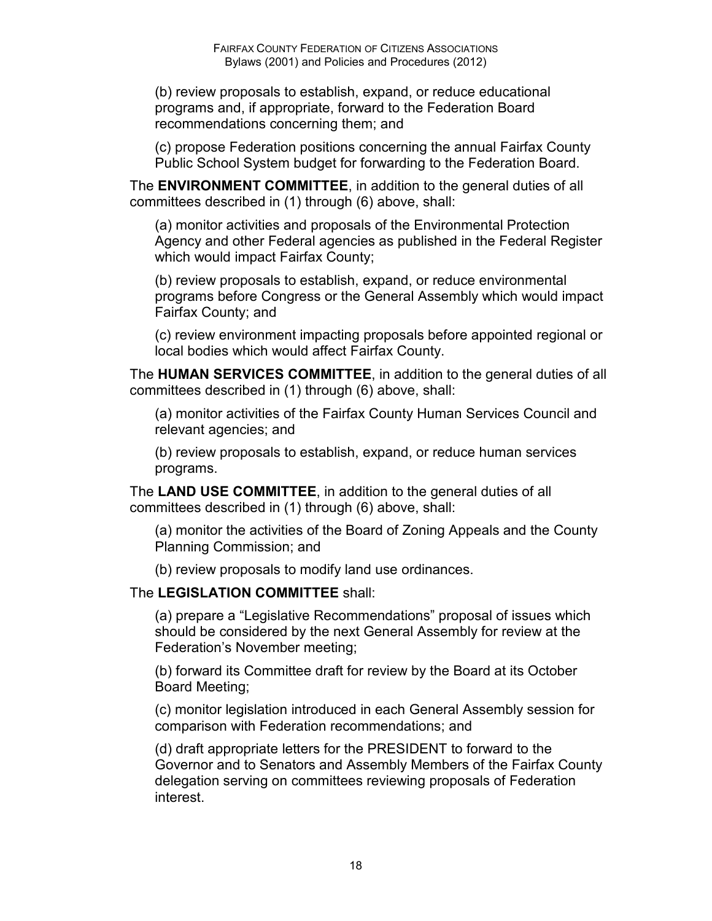(b) review proposals to establish, expand, or reduce educational programs and, if appropriate, forward to the Federation Board recommendations concerning them; and

(c) propose Federation positions concerning the annual Fairfax County Public School System budget for forwarding to the Federation Board.

The **ENVIRONMENT COMMITTEE**, in addition to the general duties of all committees described in (1) through (6) above, shall:

(a) monitor activities and proposals of the Environmental Protection Agency and other Federal agencies as published in the Federal Register which would impact Fairfax County;

(b) review proposals to establish, expand, or reduce environmental programs before Congress or the General Assembly which would impact Fairfax County; and

(c) review environment impacting proposals before appointed regional or local bodies which would affect Fairfax County.

The **HUMAN SERVICES COMMITTEE**, in addition to the general duties of all committees described in (1) through (6) above, shall:

(a) monitor activities of the Fairfax County Human Services Council and relevant agencies; and

(b) review proposals to establish, expand, or reduce human services programs.

The **LAND USE COMMITTEE**, in addition to the general duties of all committees described in (1) through (6) above, shall:

(a) monitor the activities of the Board of Zoning Appeals and the County Planning Commission; and

(b) review proposals to modify land use ordinances.

The **LEGISLATION COMMITTEE** shall:

(a) prepare a "Legislative Recommendations" proposal of issues which should be considered by the next General Assembly for review at the Federation's November meeting;

(b) forward its Committee draft for review by the Board at its October Board Meeting;

(c) monitor legislation introduced in each General Assembly session for comparison with Federation recommendations; and

(d) draft appropriate letters for the PRESIDENT to forward to the Governor and to Senators and Assembly Members of the Fairfax County delegation serving on committees reviewing proposals of Federation interest.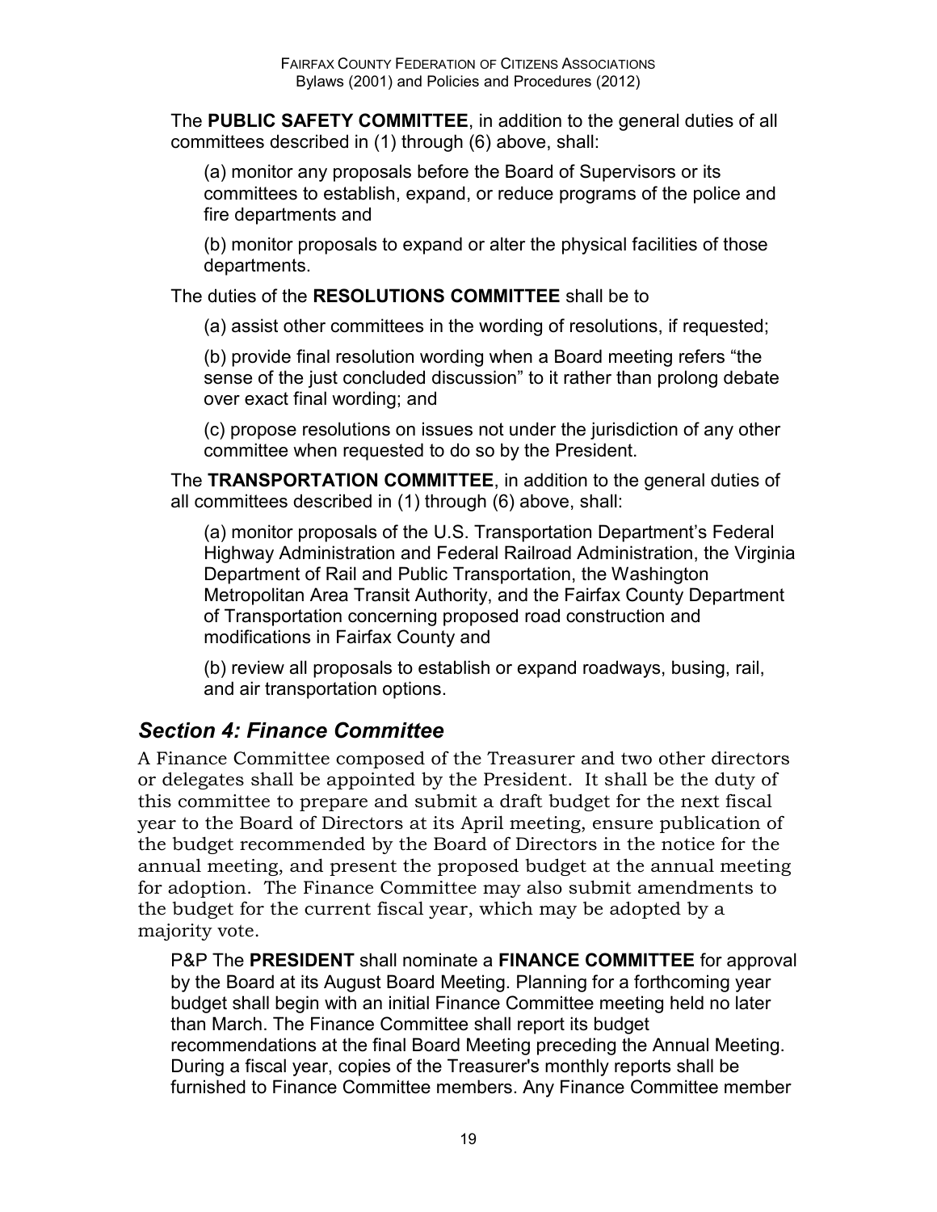The **PUBLIC SAFETY COMMITTEE**, in addition to the general duties of all committees described in (1) through (6) above, shall:

(a) monitor any proposals before the Board of Supervisors or its committees to establish, expand, or reduce programs of the police and fire departments and

(b) monitor proposals to expand or alter the physical facilities of those departments.

The duties of the **RESOLUTIONS COMMITTEE** shall be to

(a) assist other committees in the wording of resolutions, if requested;

(b) provide final resolution wording when a Board meeting refers "the sense of the just concluded discussion" to it rather than prolong debate over exact final wording; and

(c) propose resolutions on issues not under the jurisdiction of any other committee when requested to do so by the President.

The **TRANSPORTATION COMMITTEE**, in addition to the general duties of all committees described in (1) through (6) above, shall:

(a) monitor proposals of the U.S. Transportation Department's Federal Highway Administration and Federal Railroad Administration, the Virginia Department of Rail and Public Transportation, the Washington Metropolitan Area Transit Authority, and the Fairfax County Department of Transportation concerning proposed road construction and modifications in Fairfax County and

(b) review all proposals to establish or expand roadways, busing, rail, and air transportation options.

## *Section 4: Finance Committee*

A Finance Committee composed of the Treasurer and two other directors or delegates shall be appointed by the President. It shall be the duty of this committee to prepare and submit a draft budget for the next fiscal year to the Board of Directors at its April meeting, ensure publication of the budget recommended by the Board of Directors in the notice for the annual meeting, and present the proposed budget at the annual meeting for adoption. The Finance Committee may also submit amendments to the budget for the current fiscal year, which may be adopted by a majority vote.

P&P The **PRESIDENT** shall nominate a **FINANCE COMMITTEE** for approval by the Board at its August Board Meeting. Planning for a forthcoming year budget shall begin with an initial Finance Committee meeting held no later than March. The Finance Committee shall report its budget recommendations at the final Board Meeting preceding the Annual Meeting. During a fiscal year, copies of the Treasurer's monthly reports shall be furnished to Finance Committee members. Any Finance Committee member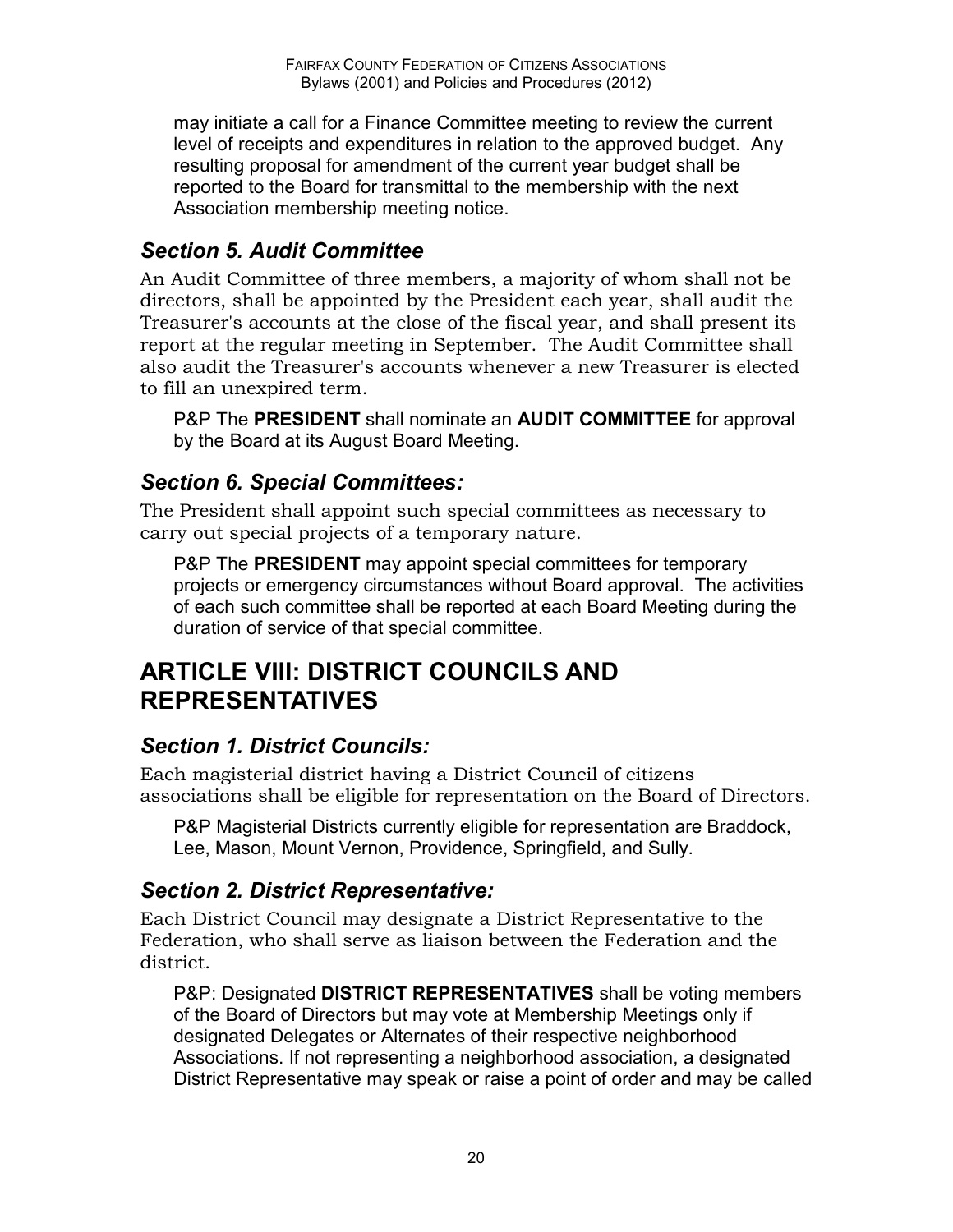may initiate a call for a Finance Committee meeting to review the current level of receipts and expenditures in relation to the approved budget. Any resulting proposal for amendment of the current year budget shall be reported to the Board for transmittal to the membership with the next Association membership meeting notice.

### *Section 5. Audit Committee*

An Audit Committee of three members, a majority of whom shall not be directors, shall be appointed by the President each year, shall audit the Treasurer's accounts at the close of the fiscal year, and shall present its report at the regular meeting in September. The Audit Committee shall also audit the Treasurer's accounts whenever a new Treasurer is elected to fill an unexpired term.

P&P The **PRESIDENT** shall nominate an **AUDIT COMMITTEE** for approval by the Board at its August Board Meeting.

### *Section 6. Special Committees:*

The President shall appoint such special committees as necessary to carry out special projects of a temporary nature.

P&P The **PRESIDENT** may appoint special committees for temporary projects or emergency circumstances without Board approval. The activities of each such committee shall be reported at each Board Meeting during the duration of service of that special committee.

## ARTICLE VIII: DISTRICT COUNCILS AND REPRESENTATIVES

### *Section 1. District Councils:*

Each magisterial district having a District Council of citizens associations shall be eligible for representation on the Board of Directors.

P&P Magisterial Districts currently eligible for representation are Braddock, Lee, Mason, Mount Vernon, Providence, Springfield, and Sully.

### *Section 2. District Representative:*

Each District Council may designate a District Representative to the Federation, who shall serve as liaison between the Federation and the district.

P&P: Designated **DISTRICT REPRESENTATIVES** shall be voting members of the Board of Directors but may vote at Membership Meetings only if designated Delegates or Alternates of their respective neighborhood Associations. If not representing a neighborhood association, a designated District Representative may speak or raise a point of order and may be called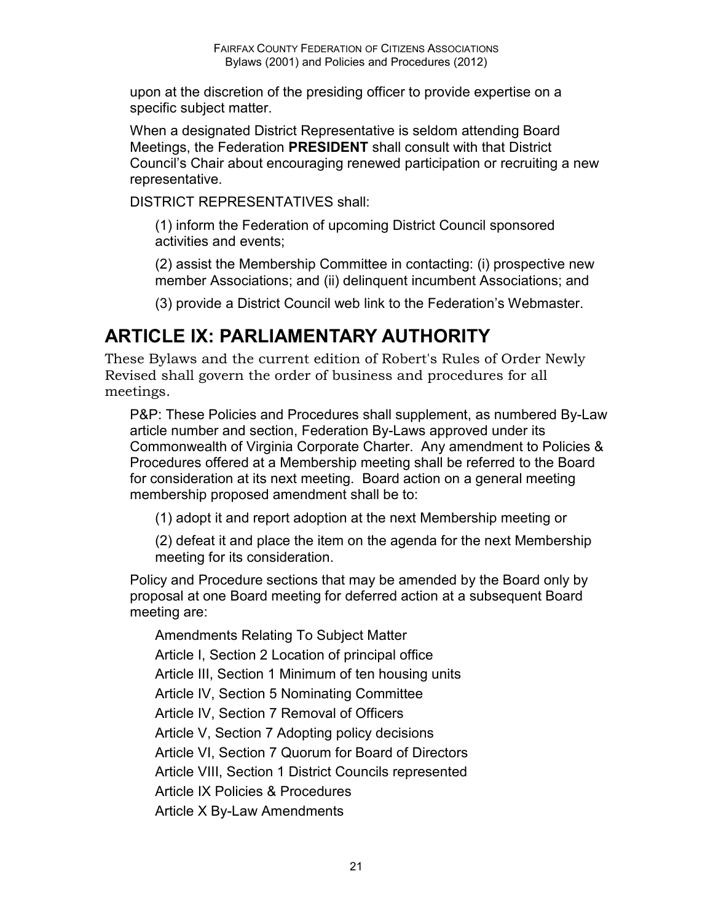upon at the discretion of the presiding officer to provide expertise on a specific subject matter.

When a designated District Representative is seldom attending Board Meetings, the Federation **PRESIDENT** shall consult with that District Council's Chair about encouraging renewed participation or recruiting a new representative.

DISTRICT REPRESENTATIVES shall:

(1) inform the Federation of upcoming District Council sponsored activities and events;

(2) assist the Membership Committee in contacting: (i) prospective new member Associations; and (ii) delinquent incumbent Associations; and

(3) provide a District Council web link to the Federation's Webmaster.

# ARTICLE IX: PARLIAMENTARY AUTHORITY

These Bylaws and the current edition of Robert's Rules of Order Newly Revised shall govern the order of business and procedures for all meetings.

P&P: These Policies and Procedures shall supplement, as numbered By-Law article number and section, Federation By-Laws approved under its Commonwealth of Virginia Corporate Charter. Any amendment to Policies & Procedures offered at a Membership meeting shall be referred to the Board for consideration at its next meeting. Board action on a general meeting membership proposed amendment shall be to:

(1) adopt it and report adoption at the next Membership meeting or

(2) defeat it and place the item on the agenda for the next Membership meeting for its consideration.

Policy and Procedure sections that may be amended by the Board only by proposal at one Board meeting for deferred action at a subsequent Board meeting are:

Amendments Relating To Subject Matter

Article I, Section 2 Location of principal office

Article III, Section 1 Minimum of ten housing units

Article IV, Section 5 Nominating Committee

Article IV, Section 7 Removal of Officers

Article V, Section 7 Adopting policy decisions

Article VI, Section 7 Quorum for Board of Directors

Article VIII, Section 1 District Councils represented

Article IX Policies & Procedures

Article X By-Law Amendments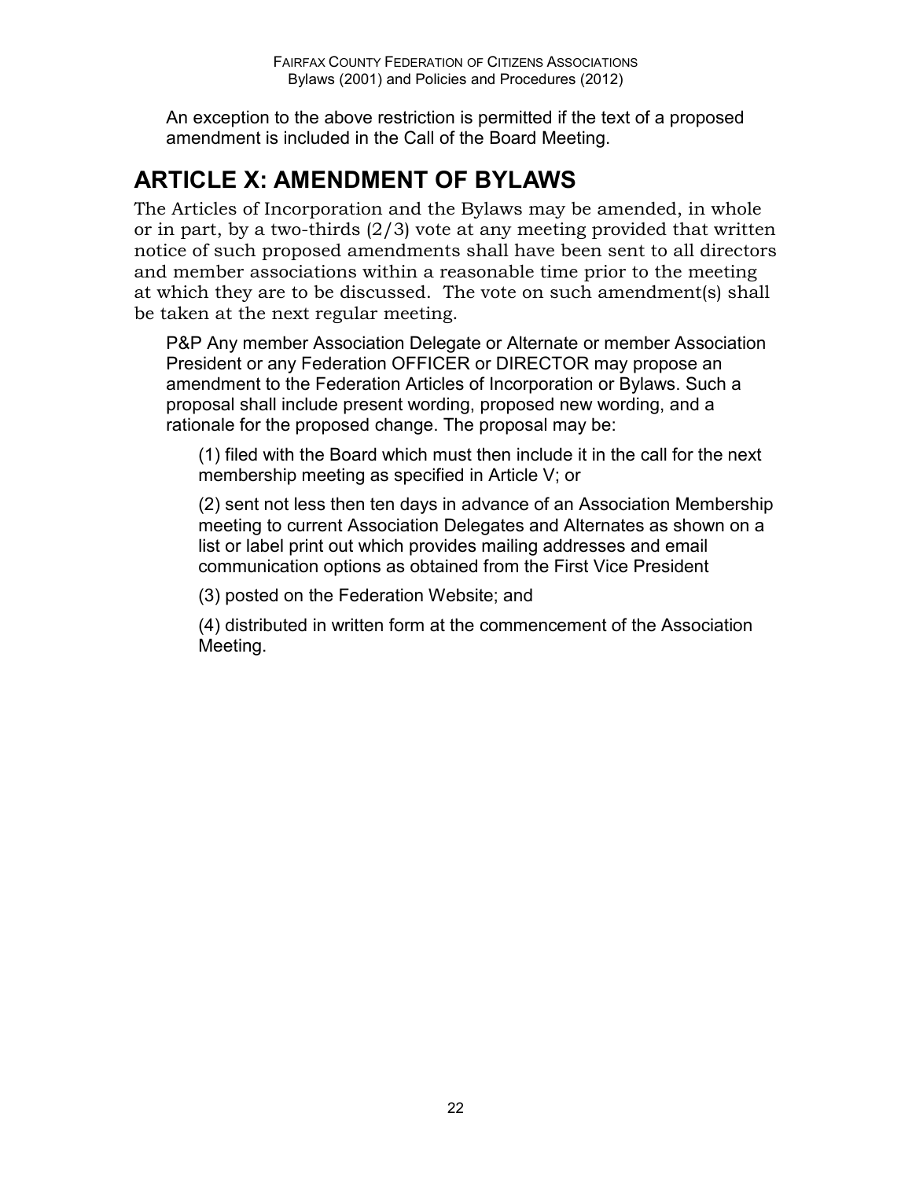An exception to the above restriction is permitted if the text of a proposed amendment is included in the Call of the Board Meeting.

# ARTICLE X: AMENDMENT OF BYLAWS

The Articles of Incorporation and the Bylaws may be amended, in whole or in part, by a two-thirds (2/3) vote at any meeting provided that written notice of such proposed amendments shall have been sent to all directors and member associations within a reasonable time prior to the meeting at which they are to be discussed. The vote on such amendment(s) shall be taken at the next regular meeting.

P&P Any member Association Delegate or Alternate or member Association President or any Federation OFFICER or DIRECTOR may propose an amendment to the Federation Articles of Incorporation or Bylaws. Such a proposal shall include present wording, proposed new wording, and a rationale for the proposed change. The proposal may be:

(1) filed with the Board which must then include it in the call for the next membership meeting as specified in Article V; or

(2) sent not less then ten days in advance of an Association Membership meeting to current Association Delegates and Alternates as shown on a list or label print out which provides mailing addresses and email communication options as obtained from the First Vice President

(3) posted on the Federation Website; and

(4) distributed in written form at the commencement of the Association Meeting.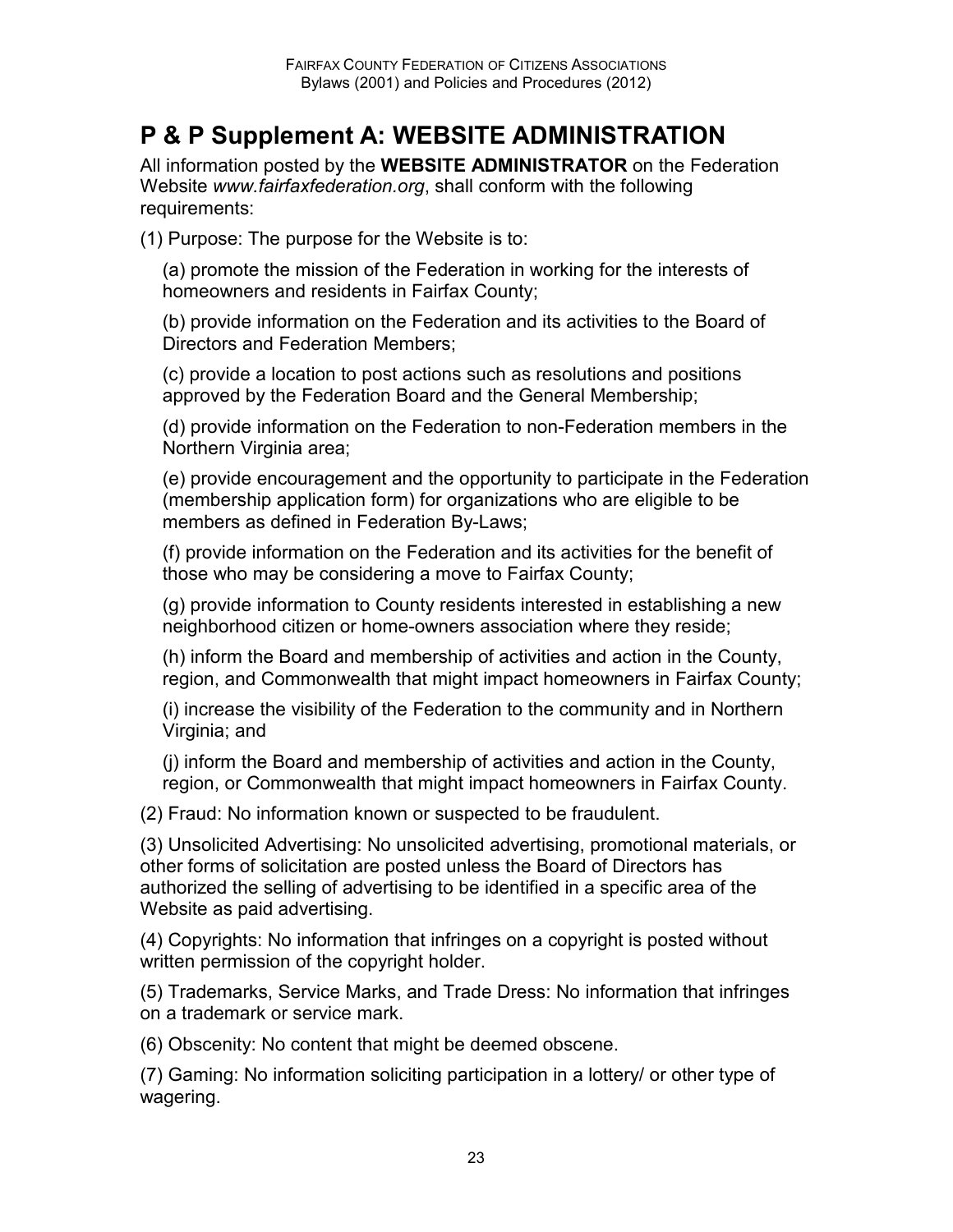# P & P Supplement A: WEBSITE ADMINISTRATION

All information posted by the **WEBSITE ADMINISTRATOR** on the Federation Website *www.fairfaxfederation.org*, shall conform with the following requirements:

(1) Purpose: The purpose for the Website is to:

(a) promote the mission of the Federation in working for the interests of homeowners and residents in Fairfax County;

(b) provide information on the Federation and its activities to the Board of Directors and Federation Members;

(c) provide a location to post actions such as resolutions and positions approved by the Federation Board and the General Membership;

(d) provide information on the Federation to non-Federation members in the Northern Virginia area;

(e) provide encouragement and the opportunity to participate in the Federation (membership application form) for organizations who are eligible to be members as defined in Federation By-Laws;

(f) provide information on the Federation and its activities for the benefit of those who may be considering a move to Fairfax County;

(g) provide information to County residents interested in establishing a new neighborhood citizen or home-owners association where they reside;

(h) inform the Board and membership of activities and action in the County, region, and Commonwealth that might impact homeowners in Fairfax County;

(i) increase the visibility of the Federation to the community and in Northern Virginia; and

(j) inform the Board and membership of activities and action in the County, region, or Commonwealth that might impact homeowners in Fairfax County.

(2) Fraud: No information known or suspected to be fraudulent.

(3) Unsolicited Advertising: No unsolicited advertising, promotional materials, or other forms of solicitation are posted unless the Board of Directors has authorized the selling of advertising to be identified in a specific area of the Website as paid advertising.

(4) Copyrights: No information that infringes on a copyright is posted without written permission of the copyright holder.

(5) Trademarks, Service Marks, and Trade Dress: No information that infringes on a trademark or service mark.

(6) Obscenity: No content that might be deemed obscene.

(7) Gaming: No information soliciting participation in a lottery/ or other type of wagering.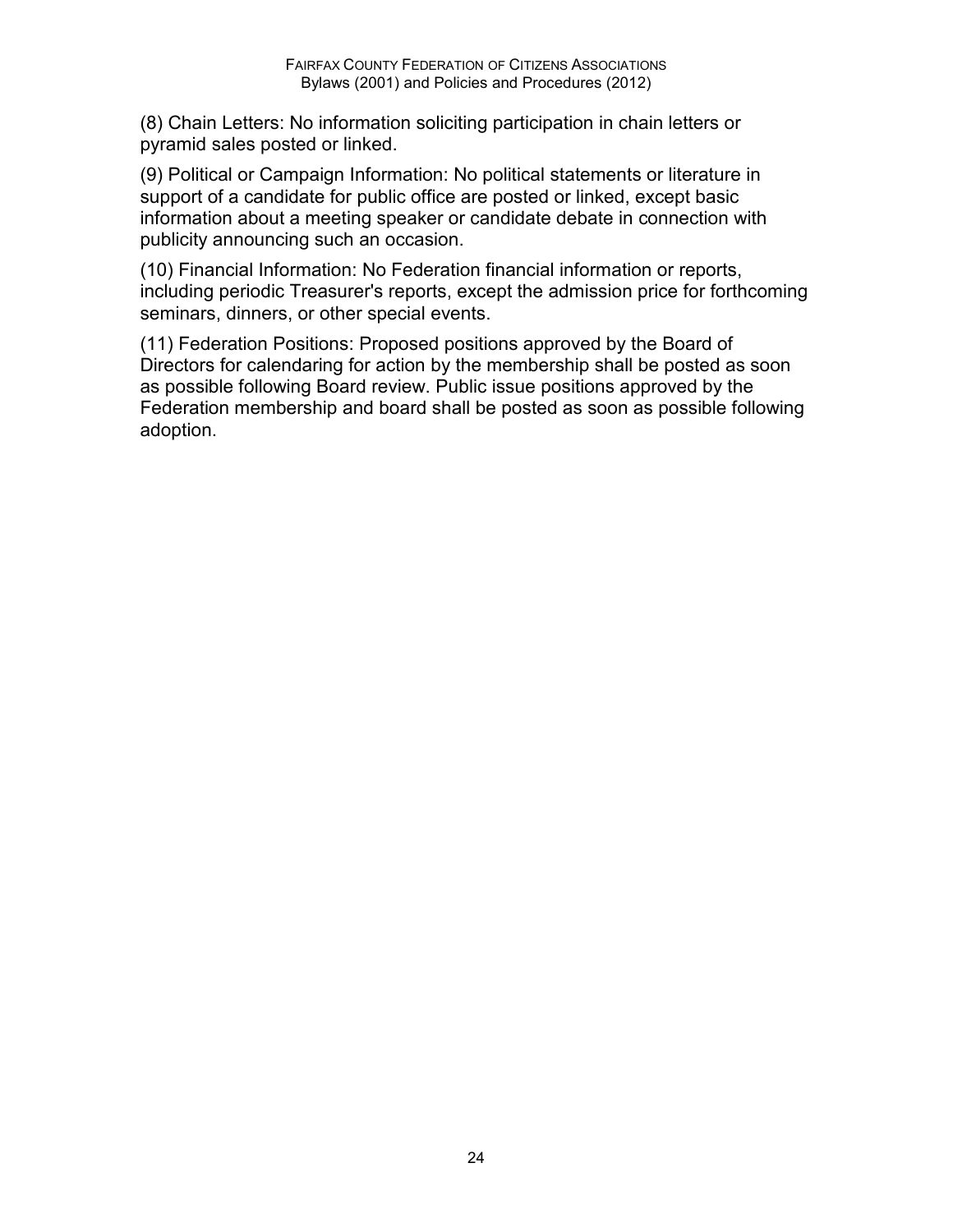(8) Chain Letters: No information soliciting participation in chain letters or pyramid sales posted or linked.

(9) Political or Campaign Information: No political statements or literature in support of a candidate for public office are posted or linked, except basic information about a meeting speaker or candidate debate in connection with publicity announcing such an occasion.

(10) Financial Information: No Federation financial information or reports, including periodic Treasurer's reports, except the admission price for forthcoming seminars, dinners, or other special events.

(11) Federation Positions: Proposed positions approved by the Board of Directors for calendaring for action by the membership shall be posted as soon as possible following Board review. Public issue positions approved by the Federation membership and board shall be posted as soon as possible following adoption.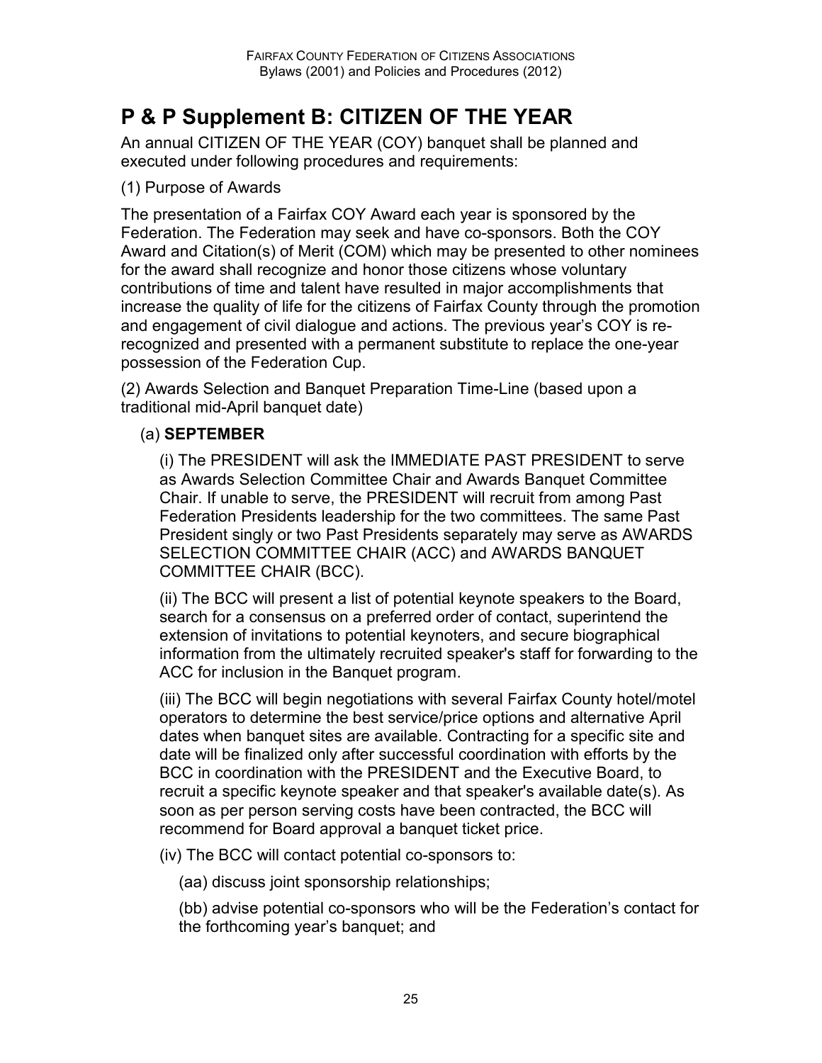# P & P Supplement B: CITIZEN OF THE YEAR

An annual CITIZEN OF THE YEAR (COY) banquet shall be planned and executed under following procedures and requirements:

(1) Purpose of Awards

The presentation of a Fairfax COY Award each year is sponsored by the Federation. The Federation may seek and have co-sponsors. Both the COY Award and Citation(s) of Merit (COM) which may be presented to other nominees for the award shall recognize and honor those citizens whose voluntary contributions of time and talent have resulted in major accomplishments that increase the quality of life for the citizens of Fairfax County through the promotion and engagement of civil dialogue and actions. The previous year's COY is re-recognized and presented with a permanent substitute to replace the one-year possession of the Federation Cup.

(2) Awards Selection and Banquet Preparation Time-Line (based upon a traditional mid-April banquet date)

(a) **SEPTEMBER**

(i) The PRESIDENT will ask the IMMEDIATE PAST PRESIDENT to serve as Awards Selection Committee Chair and Awards Banquet Committee Chair. If unable to serve, the PRESIDENT will recruit from among Past Federation Presidents leadership for the two committees. The same Past President singly or two Past Presidents separately may serve as AWARDS SELECTION COMMITTEE CHAIR (ACC) and AWARDS BANQUET COMMITTEE CHAIR (BCC).

(ii) The BCC will present a list of potential keynote speakers to the Board, search for a consensus on a preferred order of contact, superintend the extension of invitations to potential keynoters, and secure biographical information from the ultimately recruited speaker's staff for forwarding to the ACC for inclusion in the Banquet program.

(iii) The BCC will begin negotiations with several Fairfax County hotel/motel operators to determine the best service/price options and alternative April dates when banquet sites are available. Contracting for a specific site and date will be finalized only after successful coordination with efforts by the BCC in coordination with the PRESIDENT and the Executive Board, to recruit a specific keynote speaker and that speaker's available date(s). As soon as per person serving costs have been contracted, the BCC will recommend for Board approval a banquet ticket price.

(iv) The BCC will contact potential co-sponsors to:

(aa) discuss joint sponsorship relationships;

(bb) advise potential co-sponsors who will be the Federation's contact for the forthcoming year's banquet; and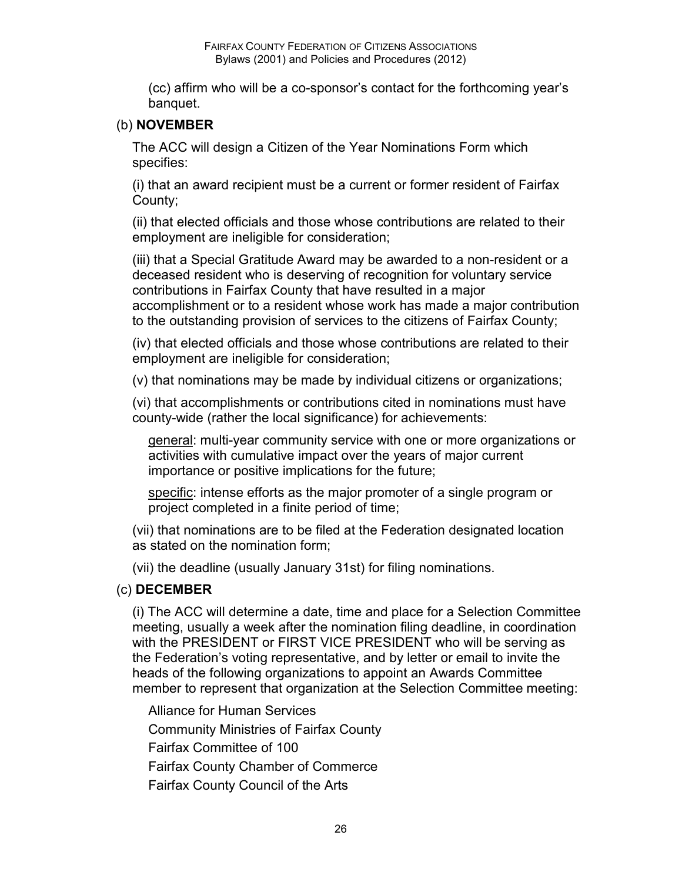(cc) affirm who will be a co-sponsor's contact for the forthcoming year's banquet.

(b) **NOVEMBER**

The ACC will design a Citizen of the Year Nominations Form which specifies:

(i) that an award recipient must be a current or former resident of Fairfax County;

(ii) that elected officials and those whose contributions are related to their employment are ineligible for consideration;

(iii) that a Special Gratitude Award may be awarded to a non-resident or a deceased resident who is deserving of recognition for voluntary service contributions in Fairfax County that have resulted in a major accomplishment or to a resident whose work has made a major contribution to the outstanding provision of services to the citizens of Fairfax County;

(iv) that elected officials and those whose contributions are related to their employment are ineligible for consideration;

(v) that nominations may be made by individual citizens or organizations;

(vi) that accomplishments or contributions cited in nominations must have county-wide (rather the local significance) for achievements:

<u>general</u>: multi-year community service with one or more organizations or activities with cumulative impact over the years of major current importance or positive implications for the future;

<u>specific</u>: intense efforts as the major promoter of a single program or project completed in a finite period of time;

(vii) that nominations are to be filed at the Federation designated location as stated on the nomination form;

(vii) the deadline (usually January 31st) for filing nominations.

(c) **DECEMBER**

(i) The ACC will determine a date, time and place for a Selection Committee meeting, usually a week after the nomination filing deadline, in coordination with the PRESIDENT or FIRST VICE PRESIDENT who will be serving as the Federation's voting representative, and by letter or email to invite the heads of the following organizations to appoint an Awards Committee member to represent that organization at the Selection Committee meeting:

Alliance for Human Services

Community Ministries of Fairfax County

Fairfax Committee of 100

Fairfax County Chamber of Commerce

Fairfax County Council of the Arts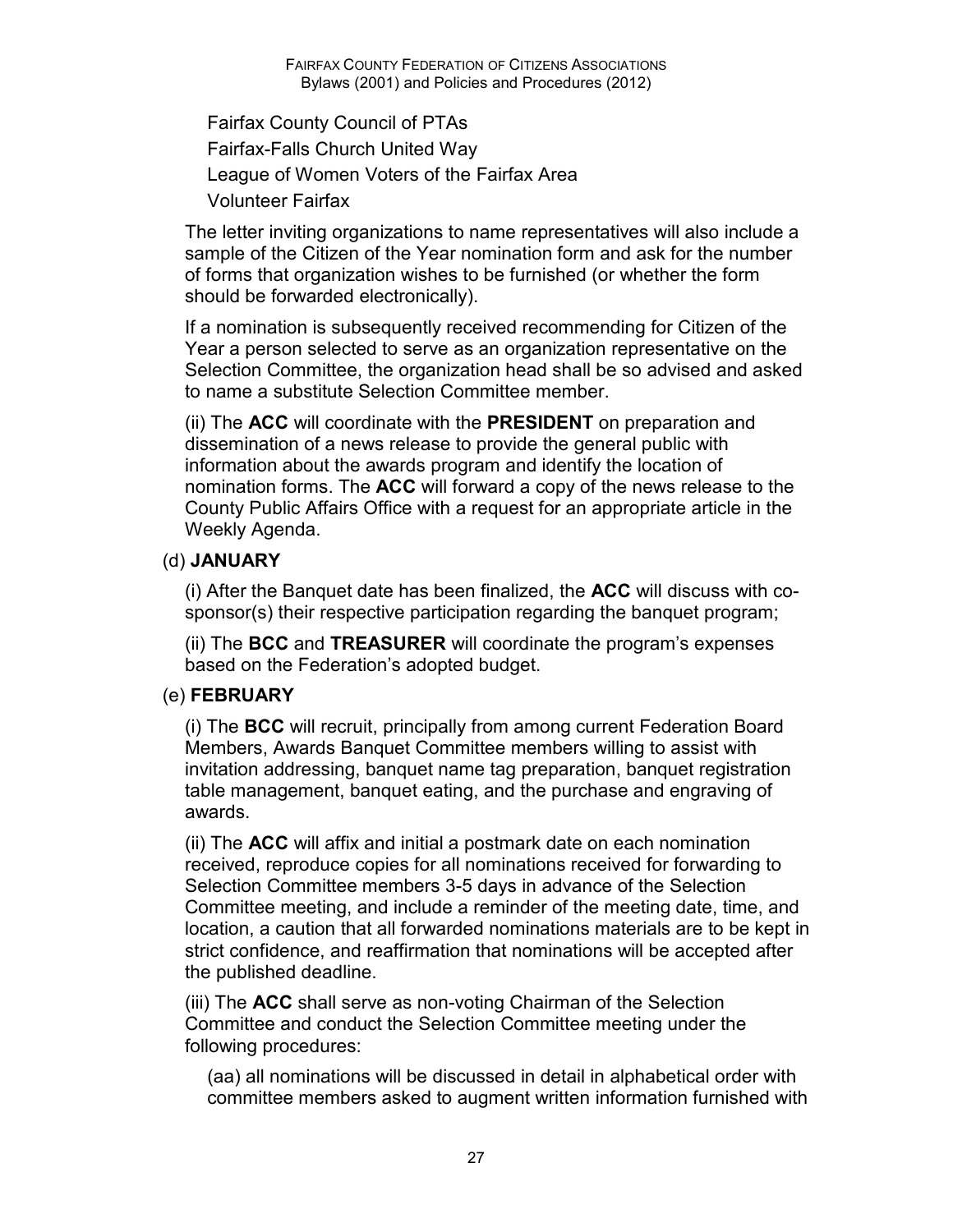Fairfax County Council of PTAs

Fairfax-Falls Church United Way

League of Women Voters of the Fairfax Area

Volunteer Fairfax

The letter inviting organizations to name representatives will also include a sample of the Citizen of the Year nomination form and ask for the number of forms that organization wishes to be furnished (or whether the form should be forwarded electronically).

If a nomination is subsequently received recommending for Citizen of the Year a person selected to serve as an organization representative on the Selection Committee, the organization head shall be so advised and asked to name a substitute Selection Committee member.

(ii) The **ACC** will coordinate with the **PRESIDENT** on preparation and dissemination of a news release to provide the general public with information about the awards program and identify the location of nomination forms. The **ACC** will forward a copy of the news release to the County Public Affairs Office with a request for an appropriate article in the Weekly Agenda.

(d) **JANUARY**

(i) After the Banquet date has been finalized, the **ACC** will discuss with co-sponsor(s) their respective participation regarding the banquet program;

(ii) The **BCC** and **TREASURER** will coordinate the program's expenses based on the Federation's adopted budget.

(e) **FEBRUARY**

(i) The **BCC** will recruit, principally from among current Federation Board Members, Awards Banquet Committee members willing to assist with invitation addressing, banquet name tag preparation, banquet registration table management, banquet eating, and the purchase and engraving of awards.

(ii) The **ACC** will affix and initial a postmark date on each nomination received, reproduce copies for all nominations received for forwarding to Selection Committee members 3-5 days in advance of the Selection Committee meeting, and include a reminder of the meeting date, time, and location, a caution that all forwarded nominations materials are to be kept in strict confidence, and reaffirmation that nominations will be accepted after the published deadline.

(iii) The **ACC** shall serve as non-voting Chairman of the Selection Committee and conduct the Selection Committee meeting under the following procedures:

(aa) all nominations will be discussed in detail in alphabetical order with committee members asked to augment written information furnished with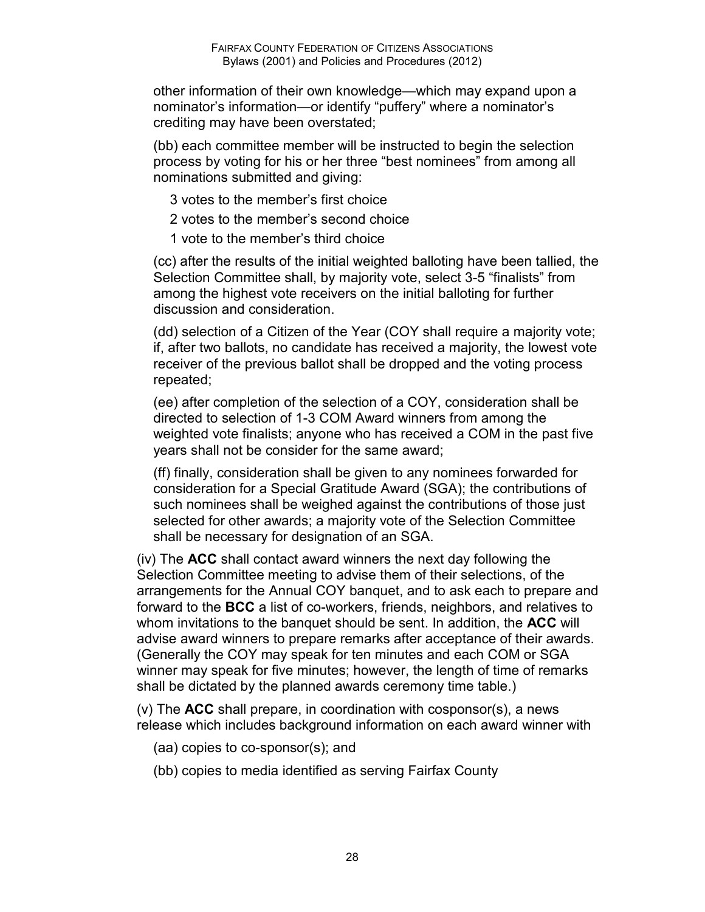other information of their own knowledge—which may expand upon a nominator's information—or identify "puffery" where a nominator's crediting may have been overstated;

(bb) each committee member will be instructed to begin the selection process by voting for his or her three "best nominees" from among all nominations submitted and giving:

3 votes to the member's first choice

2 votes to the member's second choice

1 vote to the member's third choice

(cc) after the results of the initial weighted balloting have been tallied, the Selection Committee shall, by majority vote, select 3-5 "finalists" from among the highest vote receivers on the initial balloting for further discussion and consideration.

(dd) selection of a Citizen of the Year (COY shall require a majority vote; if, after two ballots, no candidate has received a majority, the lowest vote receiver of the previous ballot shall be dropped and the voting process repeated;

(ee) after completion of the selection of a COY, consideration shall be directed to selection of 1-3 COM Award winners from among the weighted vote finalists; anyone who has received a COM in the past five years shall not be consider for the same award;

(ff) finally, consideration shall be given to any nominees forwarded for consideration for a Special Gratitude Award (SGA); the contributions of such nominees shall be weighed against the contributions of those just selected for other awards; a majority vote of the Selection Committee shall be necessary for designation of an SGA.

(iv) The **ACC** shall contact award winners the next day following the Selection Committee meeting to advise them of their selections, of the arrangements for the Annual COY banquet, and to ask each to prepare and forward to the **BCC** a list of co-workers, friends, neighbors, and relatives to whom invitations to the banquet should be sent. In addition, the **ACC** will advise award winners to prepare remarks after acceptance of their awards. (Generally the COY may speak for ten minutes and each COM or SGA winner may speak for five minutes; however, the length of time of remarks shall be dictated by the planned awards ceremony time table.)

(v) The **ACC** shall prepare, in coordination with cosponsor(s), a news release which includes background information on each award winner with

(aa) copies to co-sponsor(s); and

(bb) copies to media identified as serving Fairfax County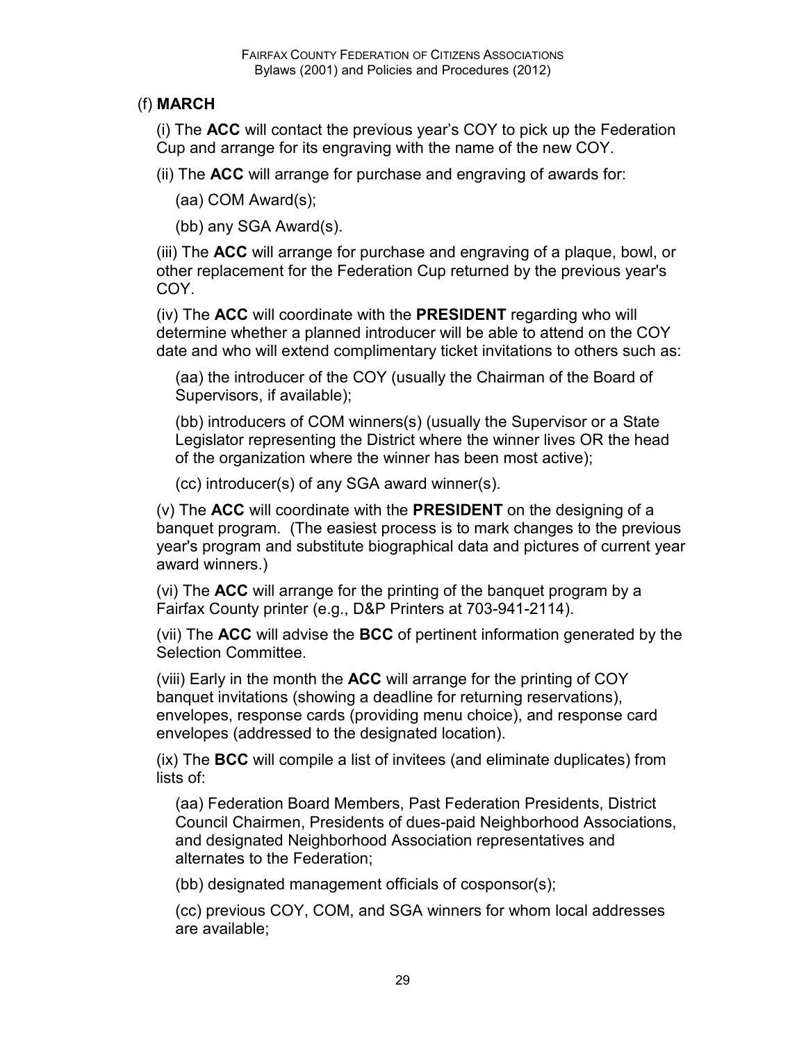(f) **MARCH**

(i) The **ACC** will contact the previous year's COY to pick up the Federation Cup and arrange for its engraving with the name of the new COY.

(ii) The **ACC** will arrange for purchase and engraving of awards for:

(aa) COM Award(s);

(bb) any SGA Award(s).

(iii) The **ACC** will arrange for purchase and engraving of a plaque, bowl, or other replacement for the Federation Cup returned by the previous year's COY.

(iv) The **ACC** will coordinate with the **PRESIDENT** regarding who will determine whether a planned introducer will be able to attend on the COY date and who will extend complimentary ticket invitations to others such as:

(aa) the introducer of the COY (usually the Chairman of the Board of Supervisors, if available);

(bb) introducers of COM winners(s) (usually the Supervisor or a State Legislator representing the District where the winner lives OR the head of the organization where the winner has been most active);

(cc) introducer(s) of any SGA award winner(s).

(v) The **ACC** will coordinate with the **PRESIDENT** on the designing of a banquet program. (The easiest process is to mark changes to the previous year's program and substitute biographical data and pictures of current year award winners.)

(vi) The **ACC** will arrange for the printing of the banquet program by a Fairfax County printer (e.g., D&P Printers at 703-941-2114).

(vii) The **ACC** will advise the **BCC** of pertinent information generated by the Selection Committee.

(viii) Early in the month the **ACC** will arrange for the printing of COY banquet invitations (showing a deadline for returning reservations), envelopes, response cards (providing menu choice), and response card envelopes (addressed to the designated location).

(ix) The **BCC** will compile a list of invitees (and eliminate duplicates) from lists of:

(aa) Federation Board Members, Past Federation Presidents, District Council Chairmen, Presidents of dues-paid Neighborhood Associations, and designated Neighborhood Association representatives and alternates to the Federation;

(bb) designated management officials of cosponsor(s);

(cc) previous COY, COM, and SGA winners for whom local addresses are available;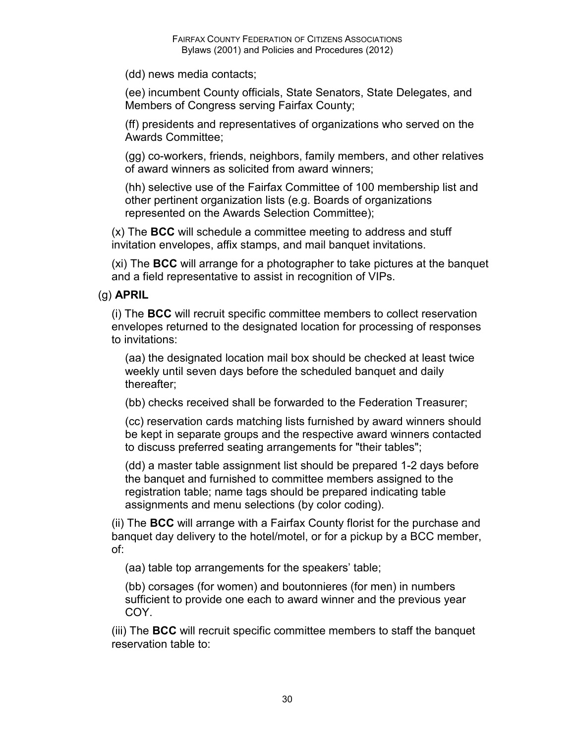(dd) news media contacts;

(ee) incumbent County officials, State Senators, State Delegates, and Members of Congress serving Fairfax County;

(ff) presidents and representatives of organizations who served on the Awards Committee;

(gg) co-workers, friends, neighbors, family members, and other relatives of award winners as solicited from award winners;

(hh) selective use of the Fairfax Committee of 100 membership list and other pertinent organization lists (e.g. Boards of organizations represented on the Awards Selection Committee);

(x) The **BCC** will schedule a committee meeting to address and stuff invitation envelopes, affix stamps, and mail banquet invitations.

(xi) The **BCC** will arrange for a photographer to take pictures at the banquet and a field representative to assist in recognition of VIPs.

(g) **APRIL**

(i) The **BCC** will recruit specific committee members to collect reservation envelopes returned to the designated location for processing of responses to invitations:

(aa) the designated location mail box should be checked at least twice weekly until seven days before the scheduled banquet and daily thereafter;

(bb) checks received shall be forwarded to the Federation Treasurer;

(cc) reservation cards matching lists furnished by award winners should be kept in separate groups and the respective award winners contacted to discuss preferred seating arrangements for "their tables";

(dd) a master table assignment list should be prepared 1-2 days before the banquet and furnished to committee members assigned to the registration table; name tags should be prepared indicating table assignments and menu selections (by color coding).

(ii) The **BCC** will arrange with a Fairfax County florist for the purchase and banquet day delivery to the hotel/motel, or for a pickup by a BCC member, of:

(aa) table top arrangements for the speakers' table;

(bb) corsages (for women) and boutonnieres (for men) in numbers sufficient to provide one each to award winner and the previous year COY.

(iii) The **BCC** will recruit specific committee members to staff the banquet reservation table to: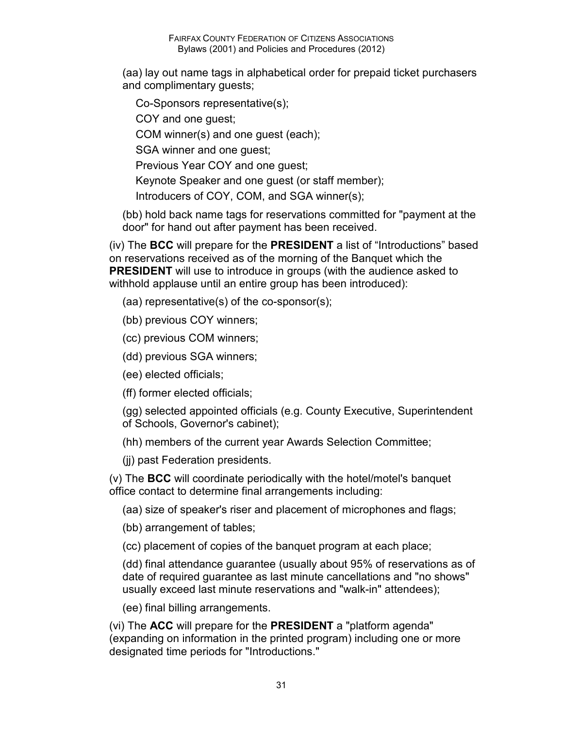(aa) lay out name tags in alphabetical order for prepaid ticket purchasers and complimentary guests;

Co-Sponsors representative(s);

COY and one guest;

COM winner(s) and one guest (each);

SGA winner and one guest;

Previous Year COY and one guest;

Keynote Speaker and one guest (or staff member);

Introducers of COY, COM, and SGA winner(s);

(bb) hold back name tags for reservations committed for "payment at the door" for hand out after payment has been received.

(iv) The **BCC** will prepare for the **PRESIDENT** a list of "Introductions" based on reservations received as of the morning of the Banquet which the **PRESIDENT** will use to introduce in groups (with the audience asked to withhold applause until an entire group has been introduced):

(aa) representative(s) of the co-sponsor(s);

(bb) previous COY winners;

(cc) previous COM winners;

(dd) previous SGA winners;

(ee) elected officials;

(ff) former elected officials;

(gg) selected appointed officials (e.g. County Executive, Superintendent of Schools, Governor's cabinet);

(hh) members of the current year Awards Selection Committee;

(jj) past Federation presidents.

(v) The **BCC** will coordinate periodically with the hotel/motel's banquet office contact to determine final arrangements including:

(aa) size of speaker's riser and placement of microphones and flags;

(bb) arrangement of tables;

(cc) placement of copies of the banquet program at each place;

(dd) final attendance guarantee (usually about 95% of reservations as of date of required guarantee as last minute cancellations and "no shows" usually exceed last minute reservations and "walk-in" attendees);

(ee) final billing arrangements.

(vi) The **ACC** will prepare for the **PRESIDENT** a "platform agenda" (expanding on information in the printed program) including one or more designated time periods for "Introductions."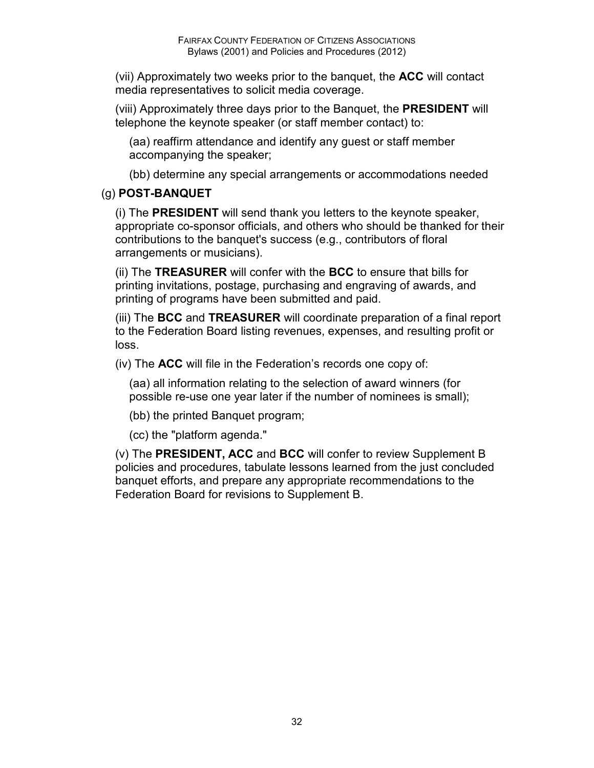(vii) Approximately two weeks prior to the banquet, the **ACC** will contact media representatives to solicit media coverage.

(viii) Approximately three days prior to the Banquet, the **PRESIDENT** will telephone the keynote speaker (or staff member contact) to:

(aa) reaffirm attendance and identify any guest or staff member accompanying the speaker;

(bb) determine any special arrangements or accommodations needed

(g) **POST-BANQUET**

(i) The **PRESIDENT** will send thank you letters to the keynote speaker, appropriate co-sponsor officials, and others who should be thanked for their contributions to the banquet's success (e.g., contributors of floral arrangements or musicians).

(ii) The **TREASURER** will confer with the **BCC** to ensure that bills for printing invitations, postage, purchasing and engraving of awards, and printing of programs have been submitted and paid.

(iii) The **BCC** and **TREASURER** will coordinate preparation of a final report to the Federation Board listing revenues, expenses, and resulting profit or loss.

(iv) The **ACC** will file in the Federation's records one copy of:

(aa) all information relating to the selection of award winners (for possible re-use one year later if the number of nominees is small);

(bb) the printed Banquet program;

(cc) the "platform agenda."

(v) The **PRESIDENT, ACC** and **BCC** will confer to review Supplement B policies and procedures, tabulate lessons learned from the just concluded banquet efforts, and prepare any appropriate recommendations to the Federation Board for revisions to Supplement B.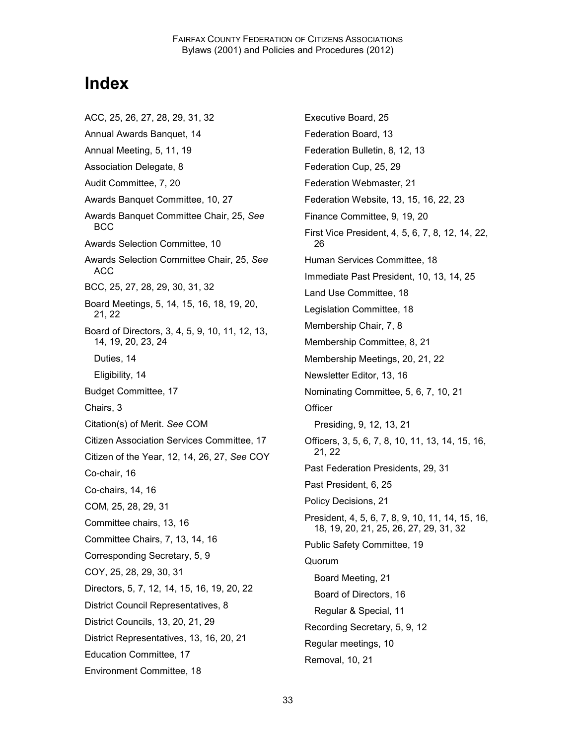# Index

ACC, 25, 26, 27, 28, 29, 31, 32

Annual Awards Banquet, 14

Annual Meeting, 5, 11, 19

Association Delegate, 8

Audit Committee, 7, 20

Awards Banquet Committee, 10, 27

Awards Banquet Committee Chair, 25, *See* BCC

Awards Selection Committee, 10

Awards Selection Committee Chair, 25, *See* ACC

BCC, 25, 27, 28, 29, 30, 31, 32

Board Meetings, 5, 14, 15, 16, 18, 19, 20, 21, 22

Board of Directors, 3, 4, 5, 9, 10, 11, 12, 13, 14, 19, 20, 23, 24

- Duties, 14
- Eligibility, 14

Budget Committee, 17

Chairs, 3

Citation(s) of Merit. *See* COM

Citizen Association Services Committee, 17

Citizen of the Year, 12, 14, 26, 27, *See* COY

Co-chair, 16

Co-chairs, 14, 16

COM, 25, 28, 29, 31

Committee chairs, 13, 16

Committee Chairs, 7, 13, 14, 16

Corresponding Secretary, 5, 9

COY, 25, 28, 29, 30, 31

Directors, 5, 7, 12, 14, 15, 16, 19, 20, 22

District Council Representatives, 8

District Councils, 13, 20, 21, 29

District Representatives, 13, 16, 20, 21

Education Committee, 17

Environment Committee, 18

Executive Board, 25

Federation Board, 13

Federation Bulletin, 8, 12, 13

Federation Cup, 25, 29

Federation Webmaster, 21

Federation Website, 13, 15, 16, 22, 23

Finance Committee, 9, 19, 20

First Vice President, 4, 5, 6, 7, 8, 12, 14, 22, 26

Human Services Committee, 18

Immediate Past President, 10, 13, 14, 25

Land Use Committee, 18

Legislation Committee, 18

Membership Chair, 7, 8

Membership Committee, 8, 21

Membership Meetings, 20, 21, 22

Newsletter Editor, 13, 16

Nominating Committee, 5, 6, 7, 10, 21

Officer

- Presiding, 9, 12, 13, 21

Officers, 3, 5, 6, 7, 8, 10, 11, 13, 14, 15, 16, 21, 22

Past Federation Presidents, 29, 31

Past President, 6, 25

Policy Decisions, 21

President, 4, 5, 6, 7, 8, 9, 10, 11, 14, 15, 16, 18, 19, 20, 21, 25, 26, 27, 29, 31, 32

Public Safety Committee, 19

Quorum

- Board Meeting, 21
- Board of Directors, 16
- Regular & Special, 11

Recording Secretary, 5, 9, 12

Regular meetings, 10

Removal, 10, 21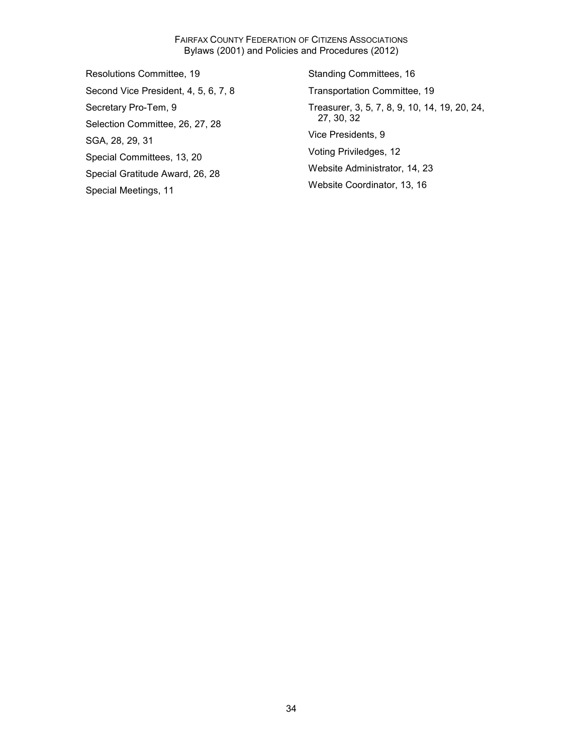Resolutions Committee, 19

Second Vice President, 4, 5, 6, 7, 8

Secretary Pro-Tem, 9

Selection Committee, 26, 27, 28

SGA, 28, 29, 31

Special Committees, 13, 20

Special Gratitude Award, 26, 28

Special Meetings, 11

Standing Committees, 16

Transportation Committee, 19

Treasurer, 3, 5, 7, 8, 9, 10, 14, 19, 20, 24, 27, 30, 32

Vice Presidents, 9

Voting Priviledges, 12

Website Administrator, 14, 23

Website Coordinator, 13, 16